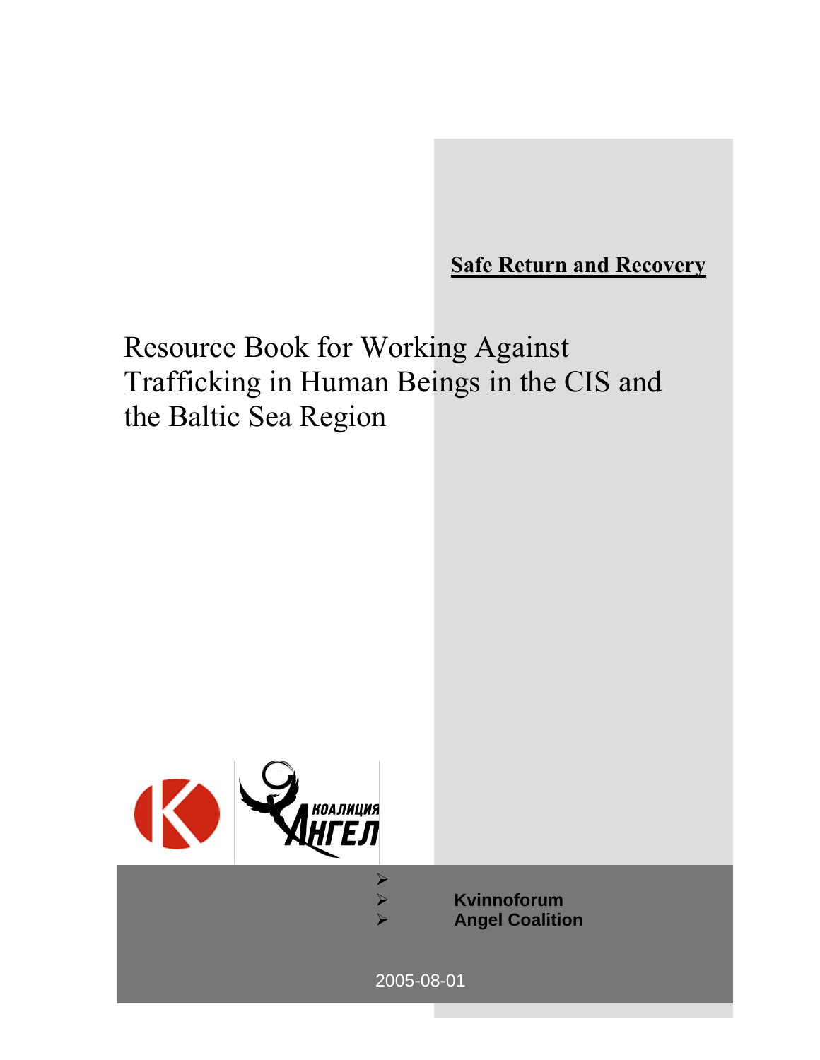**Safe Return and Recovery**

# Resource Book for Working Against Trafficking in Human Beings in the CIS and the Baltic Sea Region

КОАЛИЦИЯ АНГЕЛ

- Kvinnoforum
- Angel Coalition

2005-08-01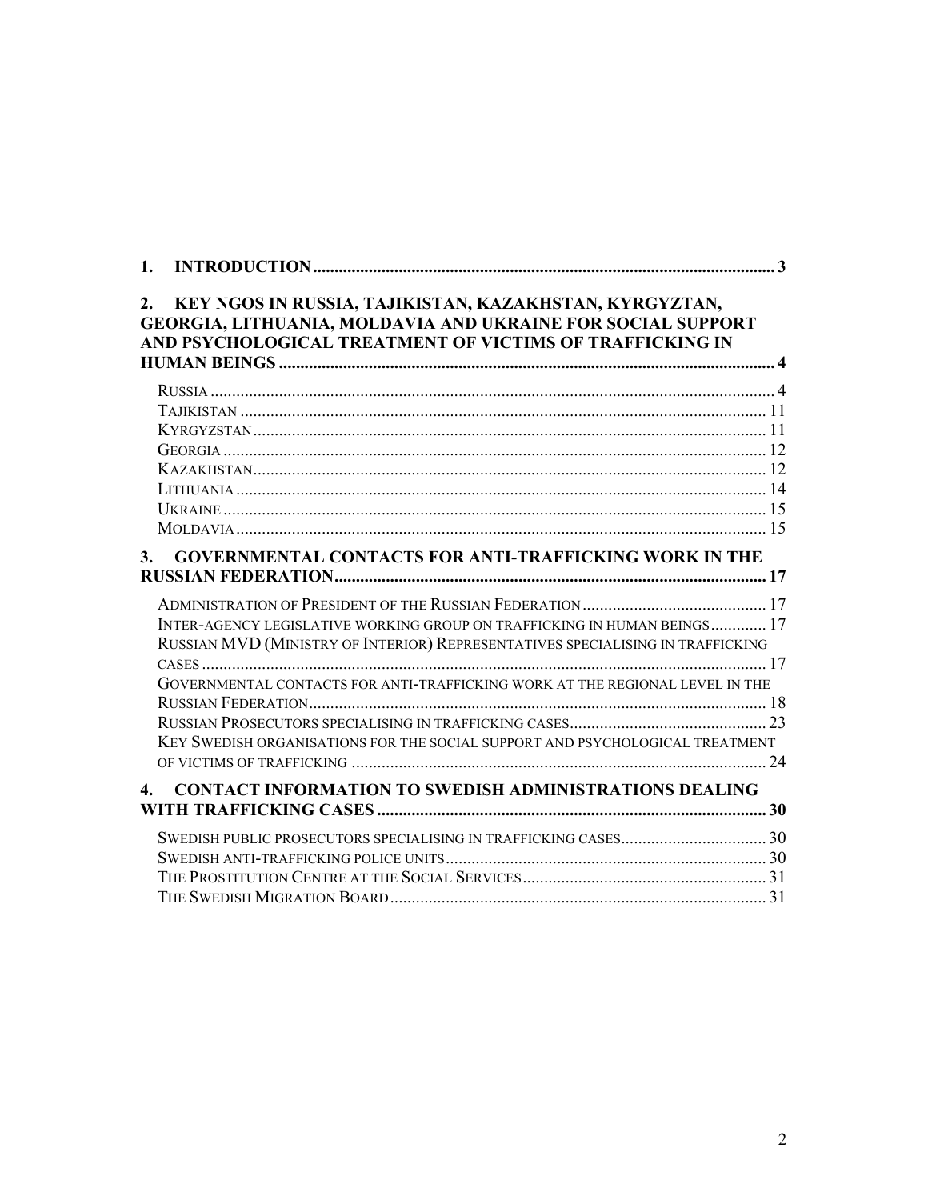1. **INTRODUCTION** ..... 3

2. **KEY NGOS IN RUSSIA, TAJIKISTAN, KAZAKHSTAN, KYRGYZTAN, GEORGIA, LITHUANIA, MOLDAVIA AND UKRAINE FOR SOCIAL SUPPORT AND PSYCHOLOGICAL TREATMENT OF VICTIMS OF TRAFFICKING IN HUMAN BEINGS** ..... 4

   - RUSSIA ..... 4
   - TAJIKISTAN ..... 11
   - KYRGYZSTAN ..... 11
   - GEORGIA ..... 12
   - KAZAKHSTAN ..... 12
   - LITHUANIA ..... 14
   - UKRAINE ..... 15
   - MOLDAVIA ..... 15

3. **GOVERNMENTAL CONTACTS FOR ANTI-TRAFFICKING WORK IN THE RUSSIAN FEDERATION** ..... 17

   - ADMINISTRATION OF PRESIDENT OF THE RUSSIAN FEDERATION ..... 17
   - INTER-AGENCY LEGISLATIVE WORKING GROUP ON TRAFFICKING IN HUMAN BEINGS ..... 17
   - RUSSIAN MVD (MINISTRY OF INTERIOR) REPRESENTATIVES SPECIALISING IN TRAFFICKING CASES ..... 17
   - GOVERNMENTAL CONTACTS FOR ANTI-TRAFFICKING WORK AT THE REGIONAL LEVEL IN THE RUSSIAN FEDERATION ..... 18
   - RUSSIAN PROSECUTORS SPECIALISING IN TRAFFICKING CASES ..... 23
   - KEY SWEDISH ORGANISATIONS FOR THE SOCIAL SUPPORT AND PSYCHOLOGICAL TREATMENT OF VICTIMS OF TRAFFICKING ..... 24

4. **CONTACT INFORMATION TO SWEDISH ADMINISTRATIONS DEALING WITH TRAFFICKING CASES** ..... 30

   - SWEDISH PUBLIC PROSECUTORS SPECIALISING IN TRAFFICKING CASES ..... 30
   - SWEDISH ANTI-TRAFFICKING POLICE UNITS ..... 30
   - THE PROSTITUTION CENTRE AT THE SOCIAL SERVICES ..... 31
   - THE SWEDISH MIGRATION BOARD ..... 31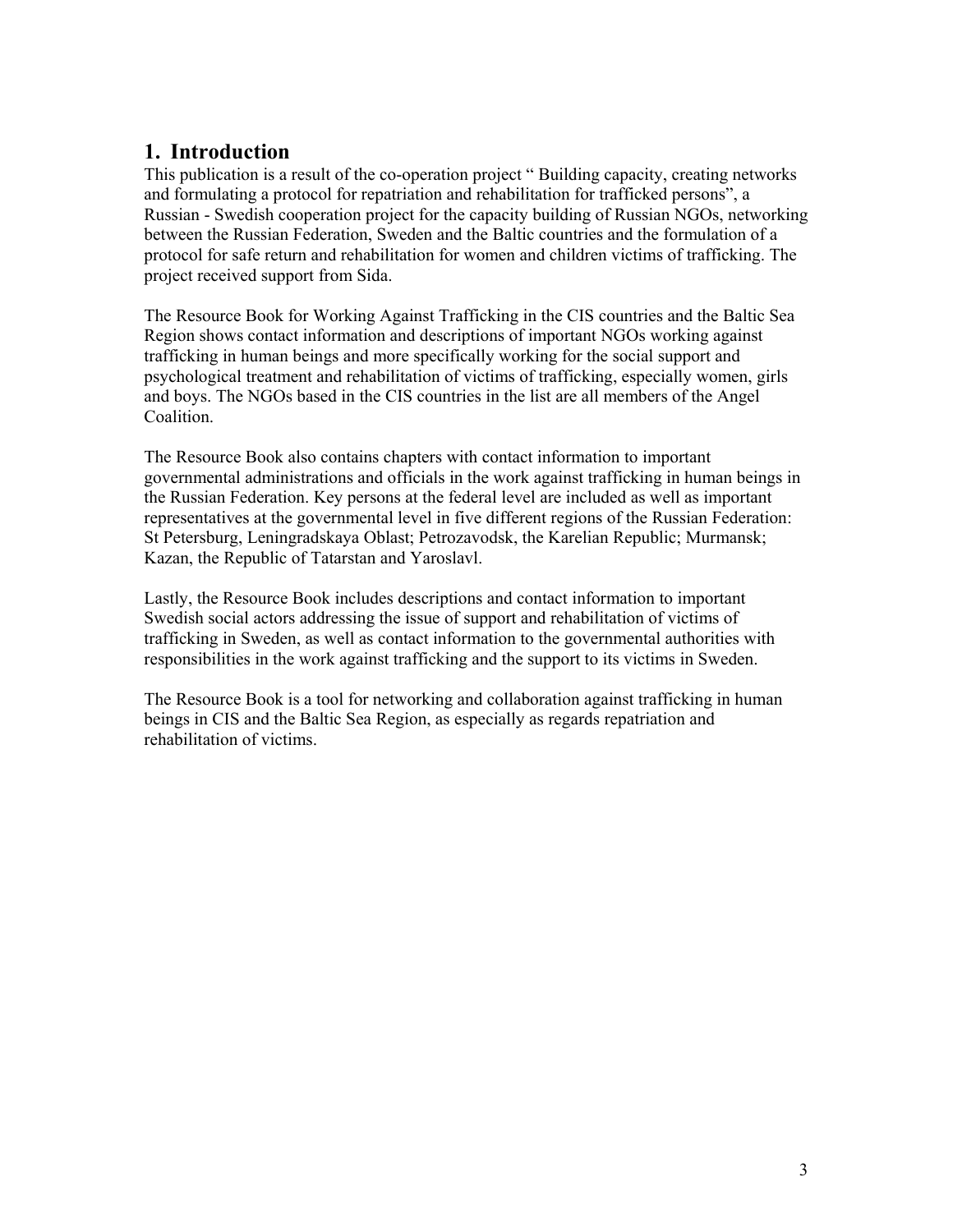## 1. Introduction

This publication is a result of the co-operation project " Building capacity, creating networks and formulating a protocol for repatriation and rehabilitation for trafficked persons", a Russian - Swedish cooperation project for the capacity building of Russian NGOs, networking between the Russian Federation, Sweden and the Baltic countries and the formulation of a protocol for safe return and rehabilitation for women and children victims of trafficking. The project received support from Sida.

The Resource Book for Working Against Trafficking in the CIS countries and the Baltic Sea Region shows contact information and descriptions of important NGOs working against trafficking in human beings and more specifically working for the social support and psychological treatment and rehabilitation of victims of trafficking, especially women, girls and boys. The NGOs based in the CIS countries in the list are all members of the Angel Coalition.

The Resource Book also contains chapters with contact information to important governmental administrations and officials in the work against trafficking in human beings in the Russian Federation. Key persons at the federal level are included as well as important representatives at the governmental level in five different regions of the Russian Federation: St Petersburg, Leningradskaya Oblast; Petrozavodsk, the Karelian Republic; Murmansk; Kazan, the Republic of Tatarstan and Yaroslavl.

Lastly, the Resource Book includes descriptions and contact information to important Swedish social actors addressing the issue of support and rehabilitation of victims of trafficking in Sweden, as well as contact information to the governmental authorities with responsibilities in the work against trafficking and the support to its victims in Sweden.

The Resource Book is a tool for networking and collaboration against trafficking in human beings in CIS and the Baltic Sea Region, as especially as regards repatriation and rehabilitation of victims.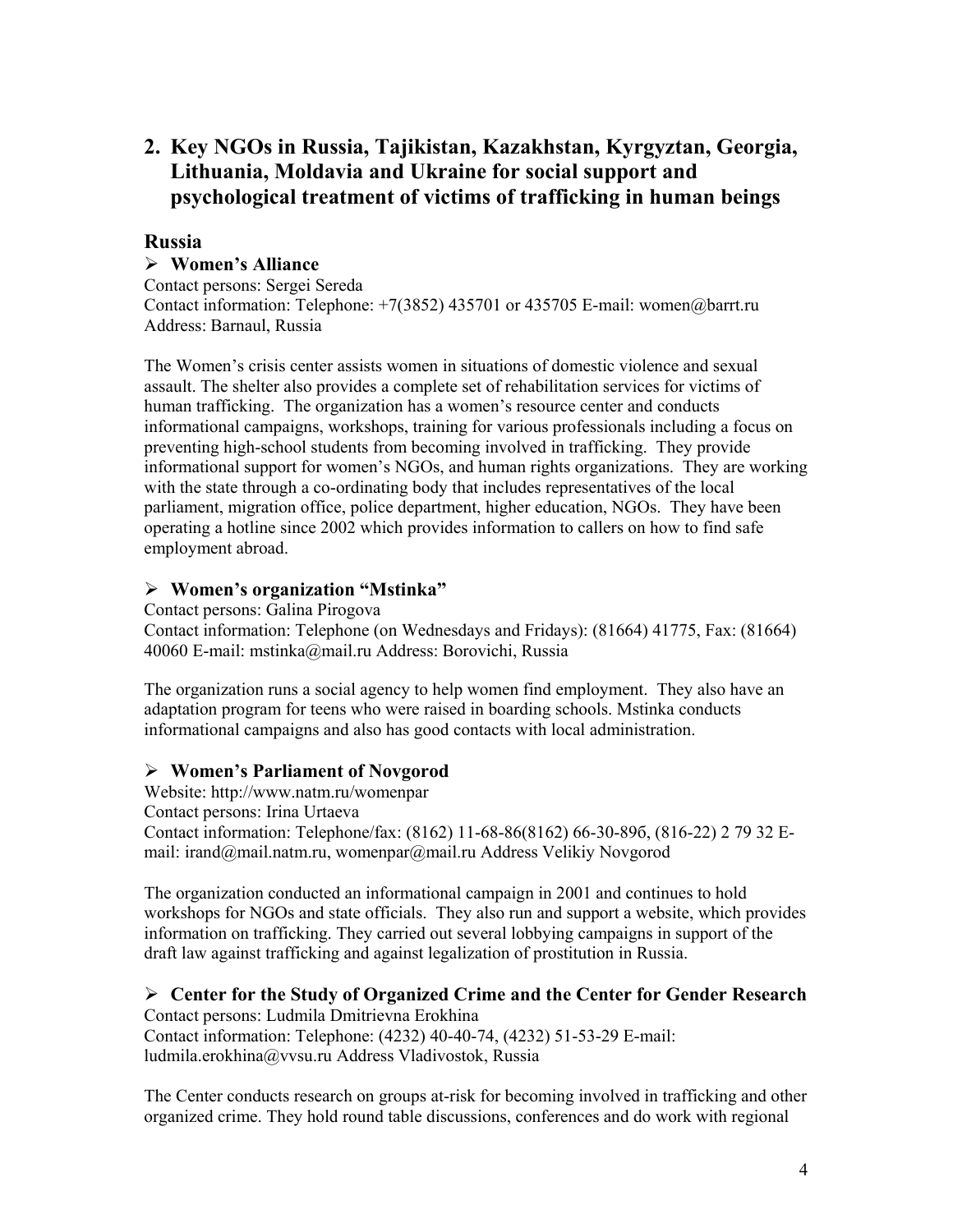## 2. Key NGOs in Russia, Tajikistan, Kazakhstan, Kyrgyztan, Georgia, Lithuania, Moldavia and Ukraine for social support and psychological treatment of victims of trafficking in human beings

### Russia

- **Women's Alliance**

Contact persons: Sergei Sereda
Contact information: Telephone: +7(3852) 435701 or 435705 E-mail: women@barrt.ru
Address: Barnaul, Russia

The Women's crisis center assists women in situations of domestic violence and sexual assault. The shelter also provides a complete set of rehabilitation services for victims of human trafficking. The organization has a women's resource center and conducts informational campaigns, workshops, training for various professionals including a focus on preventing high-school students from becoming involved in trafficking. They provide informational support for women's NGOs, and human rights organizations. They are working with the state through a co-ordinating body that includes representatives of the local parliament, migration office, police department, higher education, NGOs. They have been operating a hotline since 2002 which provides information to callers on how to find safe employment abroad.

- **Women's organization "Mstinka"**

Contact persons: Galina Pirogova
Contact information: Telephone (on Wednesdays and Fridays): (81664) 41775, Fax: (81664) 40060 E-mail: mstinka@mail.ru Address: Borovichi, Russia

The organization runs a social agency to help women find employment. They also have an adaptation program for teens who were raised in boarding schools. Mstinka conducts informational campaigns and also has good contacts with local administration.

- **Women's Parliament of Novgorod**

Website: http://www.natm.ru/womenpar
Contact persons: Irina Urtaeva
Contact information: Telephone/fax: (8162) 11-68-86(8162) 66-30-89б, (816-22) 2 79 32 E-mail: irand@mail.natm.ru, womenpar@mail.ru Address Velikiy Novgorod

The organization conducted an informational campaign in 2001 and continues to hold workshops for NGOs and state officials. They also run and support a website, which provides information on trafficking. They carried out several lobbying campaigns in support of the draft law against trafficking and against legalization of prostitution in Russia.

- **Center for the Study of Organized Crime and the Center for Gender Research**

Contact persons: Ludmila Dmitrievna Erokhina
Contact information: Telephone: (4232) 40-40-74, (4232) 51-53-29 E-mail: ludmila.erokhina@vvsu.ru Address Vladivostok, Russia

The Center conducts research on groups at-risk for becoming involved in trafficking and other organized crime. They hold round table discussions, conferences and do work with regional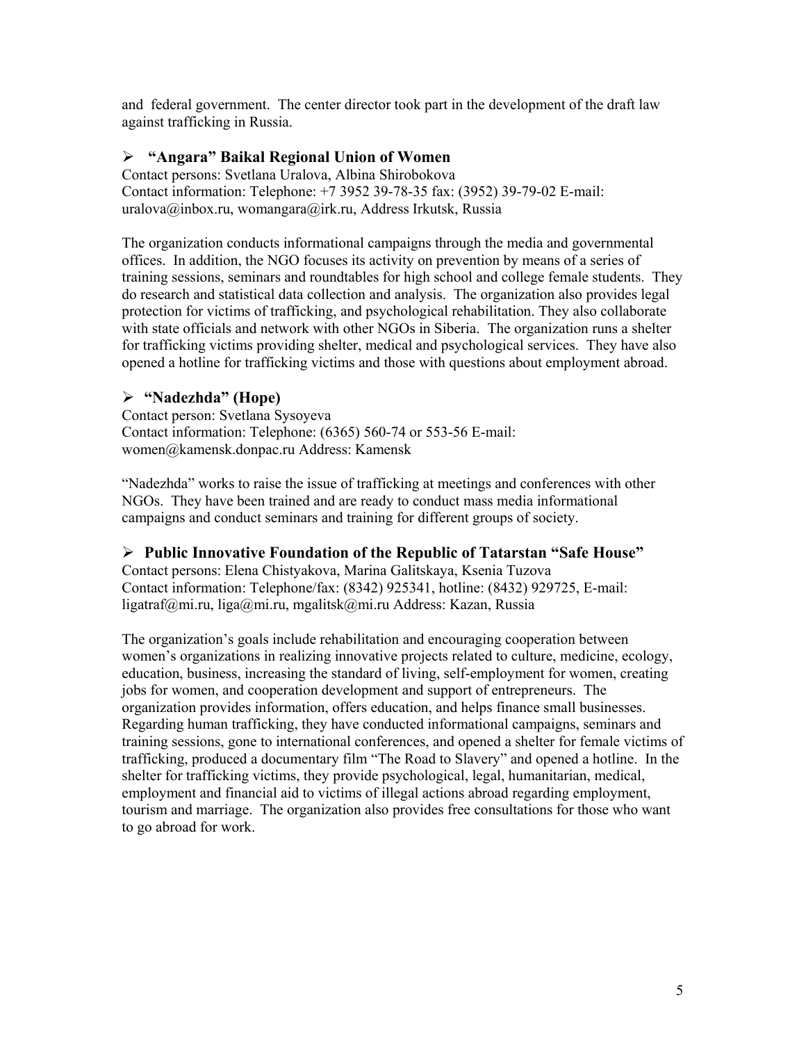and federal government. The center director took part in the development of the draft law against trafficking in Russia.

- **"Angara" Baikal Regional Union of Women**

Contact persons: Svetlana Uralova, Albina Shirobokova
Contact information: Telephone: +7 3952 39-78-35 fax: (3952) 39-79-02 E-mail: uralova@inbox.ru, womangara@irk.ru, Address Irkutsk, Russia

The organization conducts informational campaigns through the media and governmental offices. In addition, the NGO focuses its activity on prevention by means of a series of training sessions, seminars and roundtables for high school and college female students. They do research and statistical data collection and analysis. The organization also provides legal protection for victims of trafficking, and psychological rehabilitation. They also collaborate with state officials and network with other NGOs in Siberia. The organization runs a shelter for trafficking victims providing shelter, medical and psychological services. They have also opened a hotline for trafficking victims and those with questions about employment abroad.

- **"Nadezhda" (Hope)**

Contact person: Svetlana Sysoyeva
Contact information: Telephone: (6365) 560-74 or 553-56 E-mail: women@kamensk.donpac.ru Address: Kamensk

"Nadezhda" works to raise the issue of trafficking at meetings and conferences with other NGOs. They have been trained and are ready to conduct mass media informational campaigns and conduct seminars and training for different groups of society.

- **Public Innovative Foundation of the Republic of Tatarstan "Safe House"**

Contact persons: Elena Chistyakova, Marina Galitskaya, Ksenia Tuzova
Contact information: Telephone/fax: (8342) 925341, hotline: (8432) 929725, E-mail: ligatraf@mi.ru, liga@mi.ru, mgalitsk@mi.ru Address: Kazan, Russia

The organization's goals include rehabilitation and encouraging cooperation between women's organizations in realizing innovative projects related to culture, medicine, ecology, education, business, increasing the standard of living, self-employment for women, creating jobs for women, and cooperation development and support of entrepreneurs. The organization provides information, offers education, and helps finance small businesses. Regarding human trafficking, they have conducted informational campaigns, seminars and training sessions, gone to international conferences, and opened a shelter for female victims of trafficking, produced a documentary film "The Road to Slavery" and opened a hotline. In the shelter for trafficking victims, they provide psychological, legal, humanitarian, medical, employment and financial aid to victims of illegal actions abroad regarding employment, tourism and marriage. The organization also provides free consultations for those who want to go abroad for work.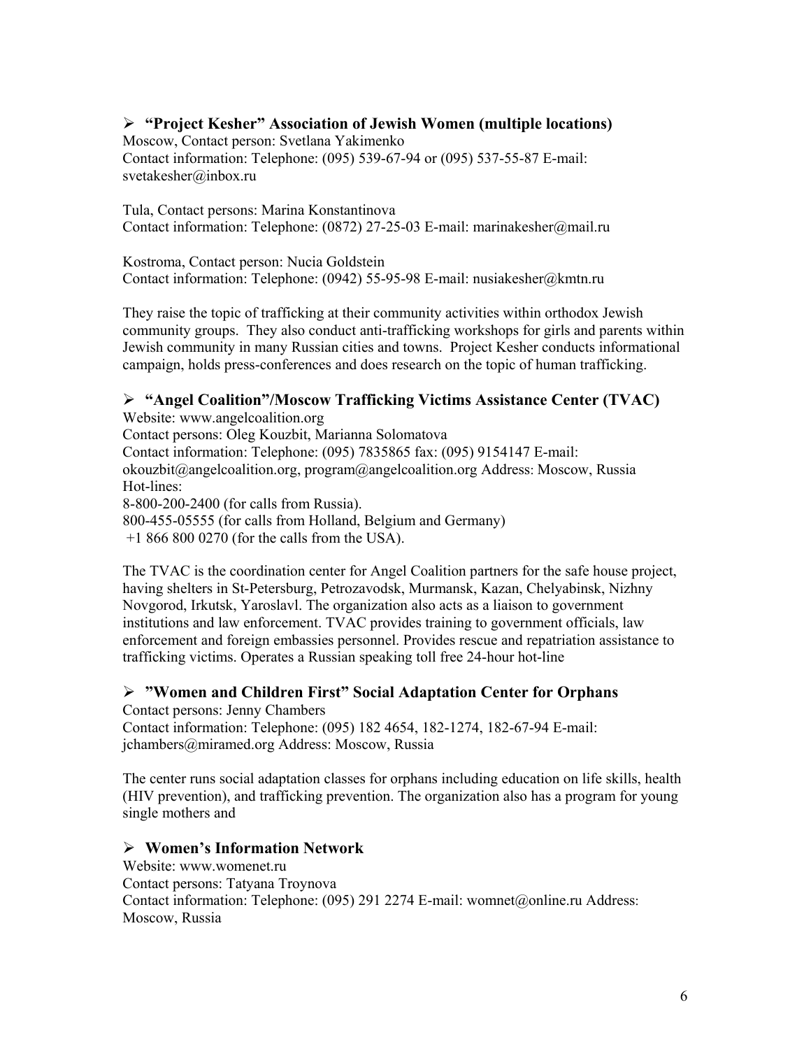- **"Project Kesher" Association of Jewish Women (multiple locations)**

Moscow, Contact person: Svetlana Yakimenko
Contact information: Telephone: (095) 539-67-94 or (095) 537-55-87 E-mail: svetakesher@inbox.ru

Tula, Contact persons: Marina Konstantinova
Contact information: Telephone: (0872) 27-25-03 E-mail: marinakesher@mail.ru

Kostroma, Contact person: Nucia Goldstein
Contact information: Telephone: (0942) 55-95-98 E-mail: nusiakesher@kmtn.ru

They raise the topic of trafficking at their community activities within orthodox Jewish community groups. They also conduct anti-trafficking workshops for girls and parents within Jewish community in many Russian cities and towns. Project Kesher conducts informational campaign, holds press-conferences and does research on the topic of human trafficking.

- **"Angel Coalition"/Moscow Trafficking Victims Assistance Center (TVAC)**

Website: www.angelcoalition.org
Contact persons: Oleg Kouzbit, Marianna Solomatova
Contact information: Telephone: (095) 7835865 fax: (095) 9154147 E-mail: okouzbit@angelcoalition.org, program@angelcoalition.org Address: Moscow, Russia
Hot-lines:
8-800-200-2400 (for calls from Russia).
800-455-05555 (for calls from Holland, Belgium and Germany)
+1 866 800 0270 (for the calls from the USA).

The TVAC is the coordination center for Angel Coalition partners for the safe house project, having shelters in St-Petersburg, Petrozavodsk, Murmansk, Kazan, Chelyabinsk, Nizhny Novgorod, Irkutsk, Yaroslavl. The organization also acts as a liaison to government institutions and law enforcement. TVAC provides training to government officials, law enforcement and foreign embassies personnel. Provides rescue and repatriation assistance to trafficking victims. Operates a Russian speaking toll free 24-hour hot-line

- **"Women and Children First" Social Adaptation Center for Orphans**

Contact persons: Jenny Chambers
Contact information: Telephone: (095) 182 4654, 182-1274, 182-67-94 E-mail: jchambers@miramed.org Address: Moscow, Russia

The center runs social adaptation classes for orphans including education on life skills, health (HIV prevention), and trafficking prevention. The organization also has a program for young single mothers and

- **Women's Information Network**

Website: www.womenet.ru
Contact persons: Tatyana Troynova
Contact information: Telephone: (095) 291 2274 E-mail: womnet@online.ru Address: Moscow, Russia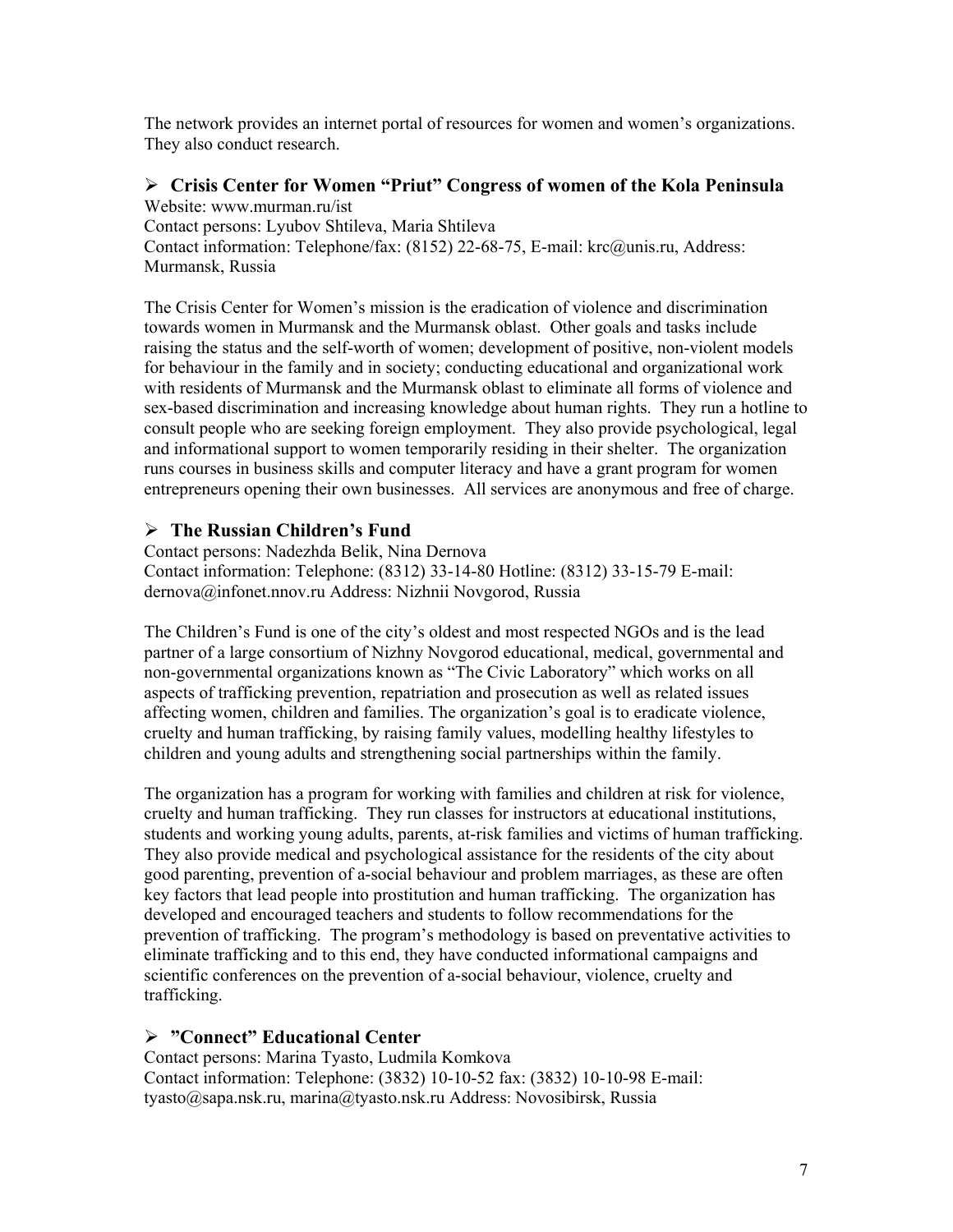The network provides an internet portal of resources for women and women's organizations. They also conduct research.

### ➢ Crisis Center for Women "Priut" Congress of women of the Kola Peninsula

Website: www.murman.ru/ist
Contact persons: Lyubov Shtileva, Maria Shtileva
Contact information: Telephone/fax: (8152) 22-68-75, E-mail: krc@unis.ru, Address: Murmansk, Russia

The Crisis Center for Women's mission is the eradication of violence and discrimination towards women in Murmansk and the Murmansk oblast. Other goals and tasks include raising the status and the self-worth of women; development of positive, non-violent models for behaviour in the family and in society; conducting educational and organizational work with residents of Murmansk and the Murmansk oblast to eliminate all forms of violence and sex-based discrimination and increasing knowledge about human rights. They run a hotline to consult people who are seeking foreign employment. They also provide psychological, legal and informational support to women temporarily residing in their shelter. The organization runs courses in business skills and computer literacy and have a grant program for women entrepreneurs opening their own businesses. All services are anonymous and free of charge.

### ➢ The Russian Children's Fund

Contact persons: Nadezhda Belik, Nina Dernova
Contact information: Telephone: (8312) 33-14-80 Hotline: (8312) 33-15-79 E-mail: dernova@infonet.nnov.ru Address: Nizhnii Novgorod, Russia

The Children's Fund is one of the city's oldest and most respected NGOs and is the lead partner of a large consortium of Nizhny Novgorod educational, medical, governmental and non-governmental organizations known as "The Civic Laboratory" which works on all aspects of trafficking prevention, repatriation and prosecution as well as related issues affecting women, children and families. The organization's goal is to eradicate violence, cruelty and human trafficking, by raising family values, modelling healthy lifestyles to children and young adults and strengthening social partnerships within the family.

The organization has a program for working with families and children at risk for violence, cruelty and human trafficking. They run classes for instructors at educational institutions, students and working young adults, parents, at-risk families and victims of human trafficking. They also provide medical and psychological assistance for the residents of the city about good parenting, prevention of a-social behaviour and problem marriages, as these are often key factors that lead people into prostitution and human trafficking. The organization has developed and encouraged teachers and students to follow recommendations for the prevention of trafficking. The program's methodology is based on preventative activities to eliminate trafficking and to this end, they have conducted informational campaigns and scientific conferences on the prevention of a-social behaviour, violence, cruelty and trafficking.

### ➢ "Connect" Educational Center

Contact persons: Marina Tyasto, Ludmila Komkova
Contact information: Telephone: (3832) 10-10-52 fax: (3832) 10-10-98 E-mail: tyasto@sapa.nsk.ru, marina@tyasto.nsk.ru Address: Novosibirsk, Russia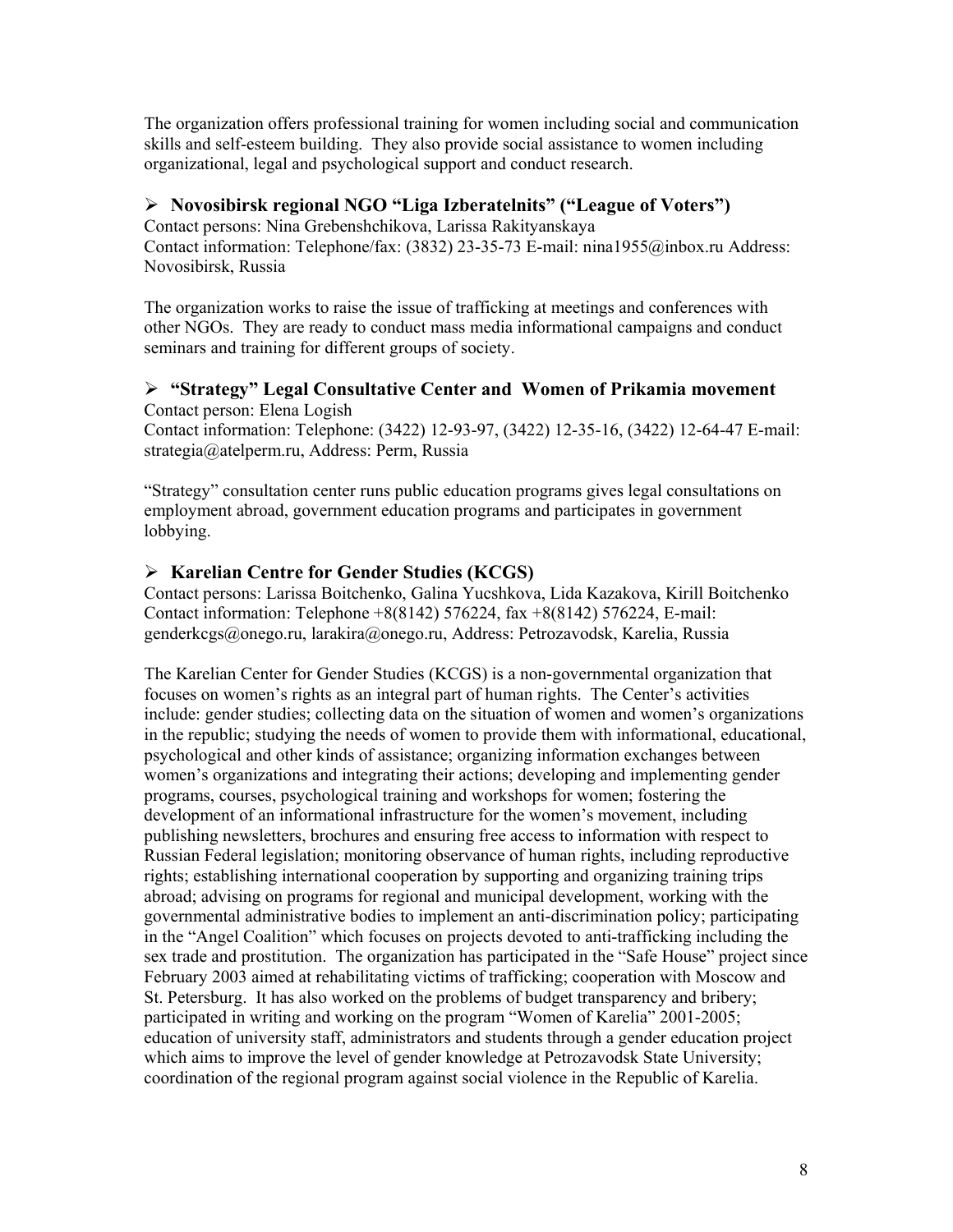The organization offers professional training for women including social and communication skills and self-esteem building. They also provide social assistance to women including organizational, legal and psychological support and conduct research.

- **Novosibirsk regional NGO "Liga Izberatelnits" ("League of Voters")**

Contact persons: Nina Grebenshchikova, Larissa Rakityanskaya
Contact information: Telephone/fax: (3832) 23-35-73 E-mail: nina1955@inbox.ru Address: Novosibirsk, Russia

The organization works to raise the issue of trafficking at meetings and conferences with other NGOs. They are ready to conduct mass media informational campaigns and conduct seminars and training for different groups of society.

- **"Strategy" Legal Consultative Center and Women of Prikamia movement**

Contact person: Elena Logish
Contact information: Telephone: (3422) 12-93-97, (3422) 12-35-16, (3422) 12-64-47 E-mail: strategia@atelperm.ru, Address: Perm, Russia

"Strategy" consultation center runs public education programs gives legal consultations on employment abroad, government education programs and participates in government lobbying.

- **Karelian Centre for Gender Studies (KCGS)**

Contact persons: Larissa Boitchenko, Galina Yucshkova, Lida Kazakova, Kirill Boitchenko
Contact information: Telephone +8(8142) 576224, fax +8(8142) 576224, E-mail: genderkcgs@onego.ru, larakira@onego.ru, Address: Petrozavodsk, Karelia, Russia

The Karelian Center for Gender Studies (KCGS) is a non-governmental organization that focuses on women's rights as an integral part of human rights. The Center's activities include: gender studies; collecting data on the situation of women and women's organizations in the republic; studying the needs of women to provide them with informational, educational, psychological and other kinds of assistance; organizing information exchanges between women's organizations and integrating their actions; developing and implementing gender programs, courses, psychological training and workshops for women; fostering the development of an informational infrastructure for the women's movement, including publishing newsletters, brochures and ensuring free access to information with respect to Russian Federal legislation; monitoring observance of human rights, including reproductive rights; establishing international cooperation by supporting and organizing training trips abroad; advising on programs for regional and municipal development, working with the governmental administrative bodies to implement an anti-discrimination policy; participating in the "Angel Coalition" which focuses on projects devoted to anti-trafficking including the sex trade and prostitution. The organization has participated in the "Safe House" project since February 2003 aimed at rehabilitating victims of trafficking; cooperation with Moscow and St. Petersburg. It has also worked on the problems of budget transparency and bribery; participated in writing and working on the program "Women of Karelia" 2001-2005; education of university staff, administrators and students through a gender education project which aims to improve the level of gender knowledge at Petrozavodsk State University; coordination of the regional program against social violence in the Republic of Karelia.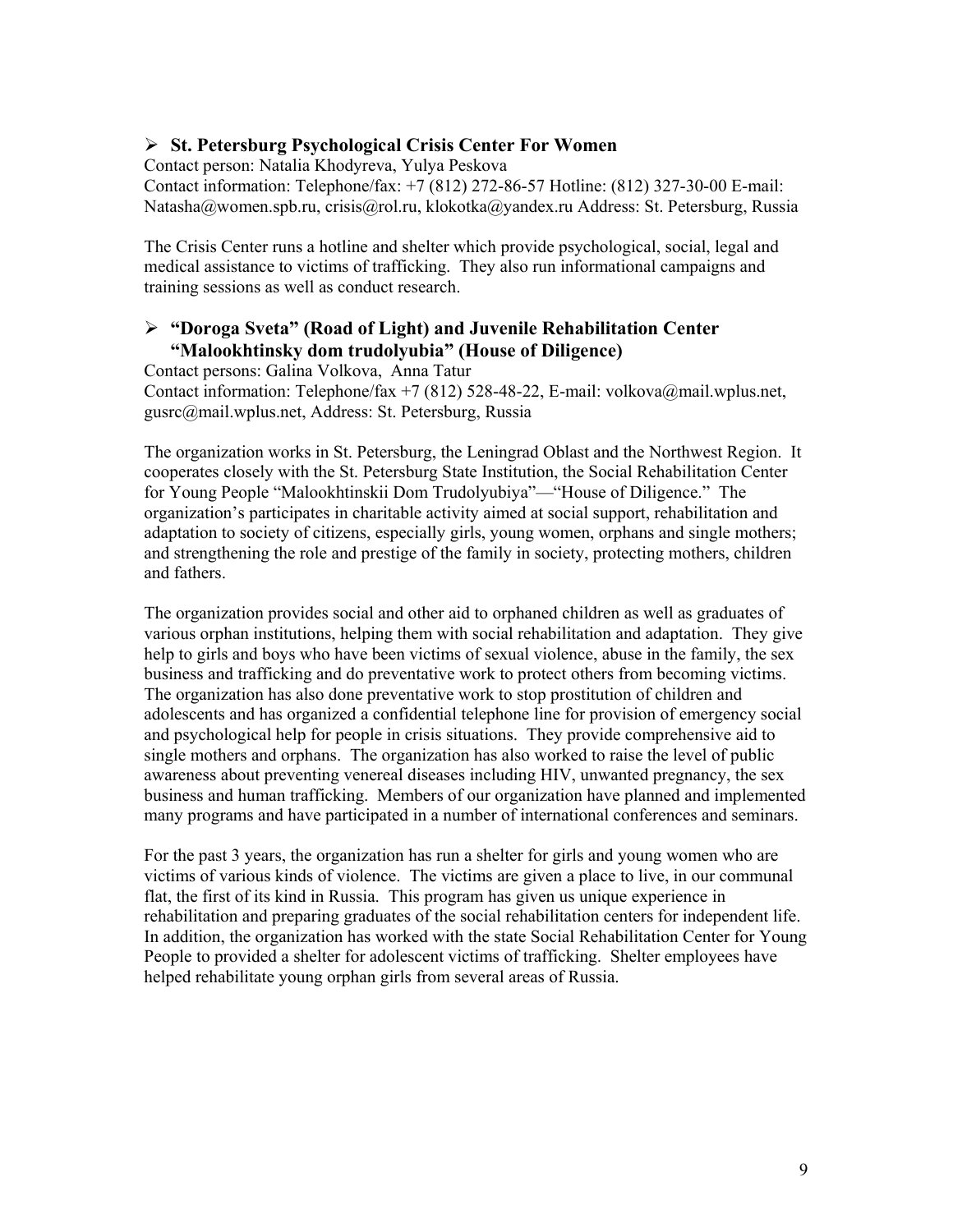- **St. Petersburg Psychological Crisis Center For Women**

Contact person: Natalia Khodyreva, Yulya Peskova
Contact information: Telephone/fax: +7 (812) 272-86-57 Hotline: (812) 327-30-00 E-mail: Natasha@women.spb.ru, crisis@rol.ru, klokotka@yandex.ru Address: St. Petersburg, Russia

The Crisis Center runs a hotline and shelter which provide psychological, social, legal and medical assistance to victims of trafficking. They also run informational campaigns and training sessions as well as conduct research.

- **"Doroga Sveta" (Road of Light) and Juvenile Rehabilitation Center "Malookhtinsky dom trudolyubia" (House of Diligence)**

Contact persons: Galina Volkova, Anna Tatur
Contact information: Telephone/fax +7 (812) 528-48-22, E-mail: volkova@mail.wplus.net, gusrc@mail.wplus.net, Address: St. Petersburg, Russia

The organization works in St. Petersburg, the Leningrad Oblast and the Northwest Region. It cooperates closely with the St. Petersburg State Institution, the Social Rehabilitation Center for Young People "Malookhtinskii Dom Trudolyubiya"—"House of Diligence." The organization's participates in charitable activity aimed at social support, rehabilitation and adaptation to society of citizens, especially girls, young women, orphans and single mothers; and strengthening the role and prestige of the family in society, protecting mothers, children and fathers.

The organization provides social and other aid to orphaned children as well as graduates of various orphan institutions, helping them with social rehabilitation and adaptation. They give help to girls and boys who have been victims of sexual violence, abuse in the family, the sex business and trafficking and do preventative work to protect others from becoming victims. The organization has also done preventative work to stop prostitution of children and adolescents and has organized a confidential telephone line for provision of emergency social and psychological help for people in crisis situations. They provide comprehensive aid to single mothers and orphans. The organization has also worked to raise the level of public awareness about preventing venereal diseases including HIV, unwanted pregnancy, the sex business and human trafficking. Members of our organization have planned and implemented many programs and have participated in a number of international conferences and seminars.

For the past 3 years, the organization has run a shelter for girls and young women who are victims of various kinds of violence. The victims are given a place to live, in our communal flat, the first of its kind in Russia. This program has given us unique experience in rehabilitation and preparing graduates of the social rehabilitation centers for independent life. In addition, the organization has worked with the state Social Rehabilitation Center for Young People to provided a shelter for adolescent victims of trafficking. Shelter employees have helped rehabilitate young orphan girls from several areas of Russia.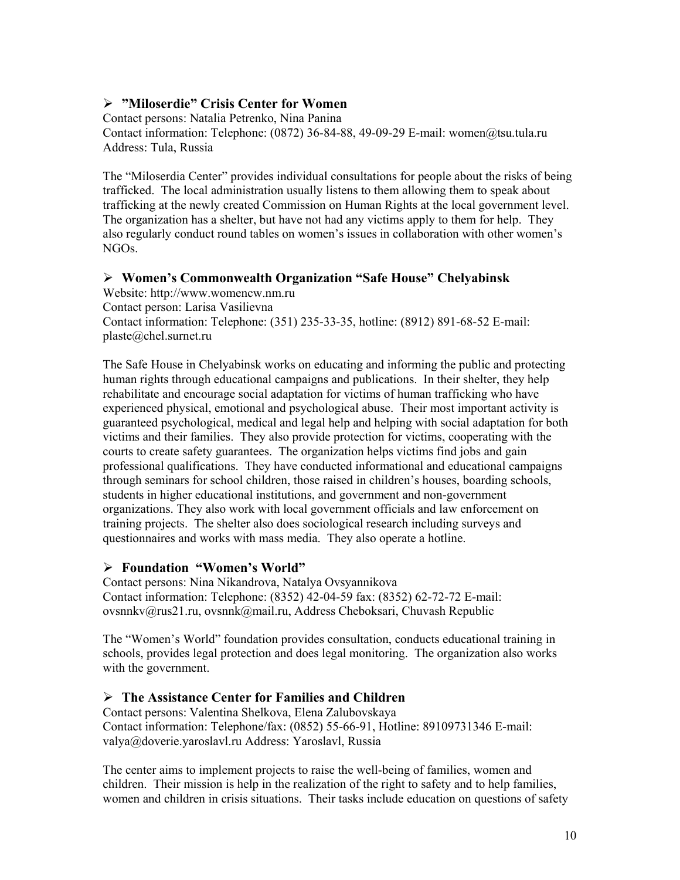- **"Miloserdie" Crisis Center for Women**

Contact persons: Natalia Petrenko, Nina Panina
Contact information: Telephone: (0872) 36-84-88, 49-09-29 E-mail: women@tsu.tula.ru
Address: Tula, Russia

The "Miloserdia Center" provides individual consultations for people about the risks of being trafficked. The local administration usually listens to them allowing them to speak about trafficking at the newly created Commission on Human Rights at the local government level. The organization has a shelter, but have not had any victims apply to them for help. They also regularly conduct round tables on women's issues in collaboration with other women's NGOs.

- **Women's Commonwealth Organization "Safe House" Chelyabinsk**

Website: http://www.womencw.nm.ru
Contact person: Larisa Vasilievna
Contact information: Telephone: (351) 235-33-35, hotline: (8912) 891-68-52 E-mail: plaste@chel.surnet.ru

The Safe House in Chelyabinsk works on educating and informing the public and protecting human rights through educational campaigns and publications. In their shelter, they help rehabilitate and encourage social adaptation for victims of human trafficking who have experienced physical, emotional and psychological abuse. Their most important activity is guaranteed psychological, medical and legal help and helping with social adaptation for both victims and their families. They also provide protection for victims, cooperating with the courts to create safety guarantees. The organization helps victims find jobs and gain professional qualifications. They have conducted informational and educational campaigns through seminars for school children, those raised in children's houses, boarding schools, students in higher educational institutions, and government and non-government organizations. They also work with local government officials and law enforcement on training projects. The shelter also does sociological research including surveys and questionnaires and works with mass media. They also operate a hotline.

- **Foundation "Women's World"**

Contact persons: Nina Nikandrova, Natalya Ovsyannikova
Contact information: Telephone: (8352) 42-04-59 fax: (8352) 62-72-72 E-mail: ovsnnkv@rus21.ru, ovsnnk@mail.ru, Address Cheboksari, Chuvash Republic

The "Women's World" foundation provides consultation, conducts educational training in schools, provides legal protection and does legal monitoring. The organization also works with the government.

- **The Assistance Center for Families and Children**

Contact persons: Valentina Shelkova, Elena Zalubovskaya
Contact information: Telephone/fax: (0852) 55-66-91, Hotline: 89109731346 E-mail: valya@doverie.yaroslavl.ru Address: Yaroslavl, Russia

The center aims to implement projects to raise the well-being of families, women and children. Their mission is help in the realization of the right to safety and to help families, women and children in crisis situations. Their tasks include education on questions of safety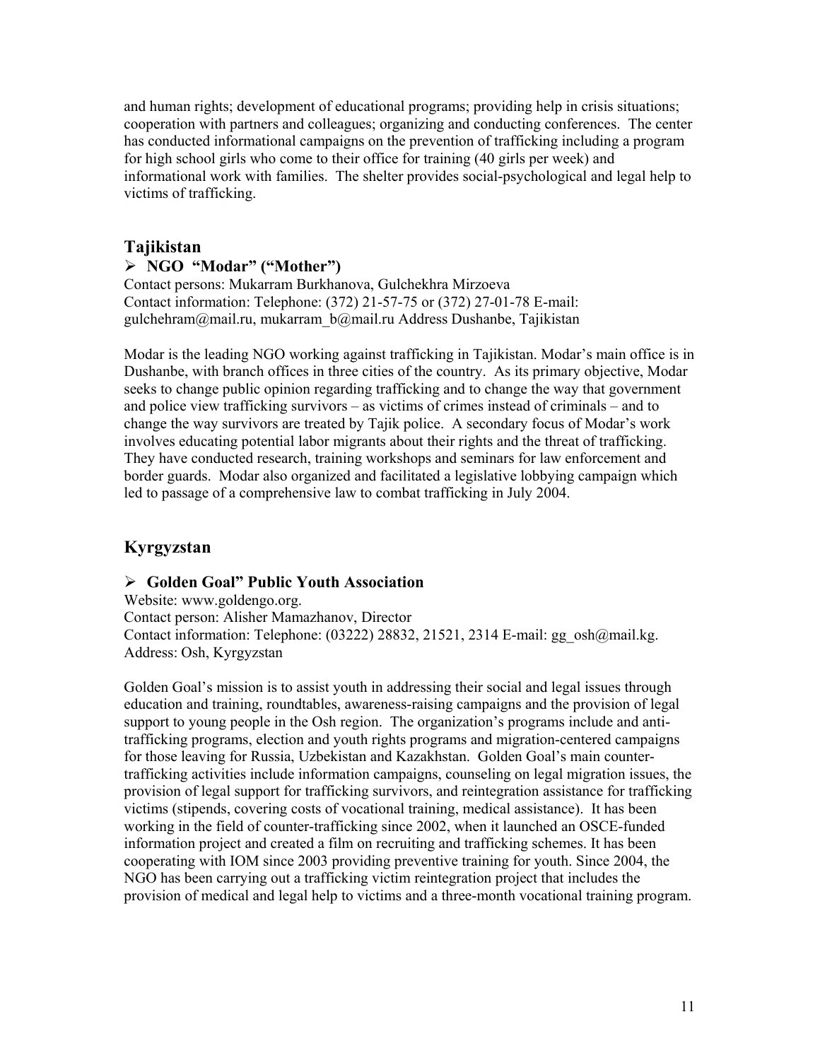and human rights; development of educational programs; providing help in crisis situations; cooperation with partners and colleagues; organizing and conducting conferences. The center has conducted informational campaigns on the prevention of trafficking including a program for high school girls who come to their office for training (40 girls per week) and informational work with families. The shelter provides social-psychological and legal help to victims of trafficking.

## Tajikistan

- **NGO "Modar" ("Mother")**

Contact persons: Mukarram Burkhanova, Gulchekhra Mirzoeva
Contact information: Telephone: (372) 21-57-75 or (372) 27-01-78 E-mail: gulchehram@mail.ru, mukarram_b@mail.ru Address Dushanbe, Tajikistan

Modar is the leading NGO working against trafficking in Tajikistan. Modar's main office is in Dushanbe, with branch offices in three cities of the country. As its primary objective, Modar seeks to change public opinion regarding trafficking and to change the way that government and police view trafficking survivors – as victims of crimes instead of criminals – and to change the way survivors are treated by Tajik police. A secondary focus of Modar's work involves educating potential labor migrants about their rights and the threat of trafficking. They have conducted research, training workshops and seminars for law enforcement and border guards. Modar also organized and facilitated a legislative lobbying campaign which led to passage of a comprehensive law to combat trafficking in July 2004.

## Kyrgyzstan

- **Golden Goal" Public Youth Association**

Website: www.goldengo.org.
Contact person: Alisher Mamazhanov, Director
Contact information: Telephone: (03222) 28832, 21521, 2314 E-mail: gg_osh@mail.kg.
Address: Osh, Kyrgyzstan

Golden Goal's mission is to assist youth in addressing their social and legal issues through education and training, roundtables, awareness-raising campaigns and the provision of legal support to young people in the Osh region. The organization's programs include and anti-trafficking programs, election and youth rights programs and migration-centered campaigns for those leaving for Russia, Uzbekistan and Kazakhstan. Golden Goal's main counter-trafficking activities include information campaigns, counseling on legal migration issues, the provision of legal support for trafficking survivors, and reintegration assistance for trafficking victims (stipends, covering costs of vocational training, medical assistance). It has been working in the field of counter-trafficking since 2002, when it launched an OSCE-funded information project and created a film on recruiting and trafficking schemes. It has been cooperating with IOM since 2003 providing preventive training for youth. Since 2004, the NGO has been carrying out a trafficking victim reintegration project that includes the provision of medical and legal help to victims and a three-month vocational training program.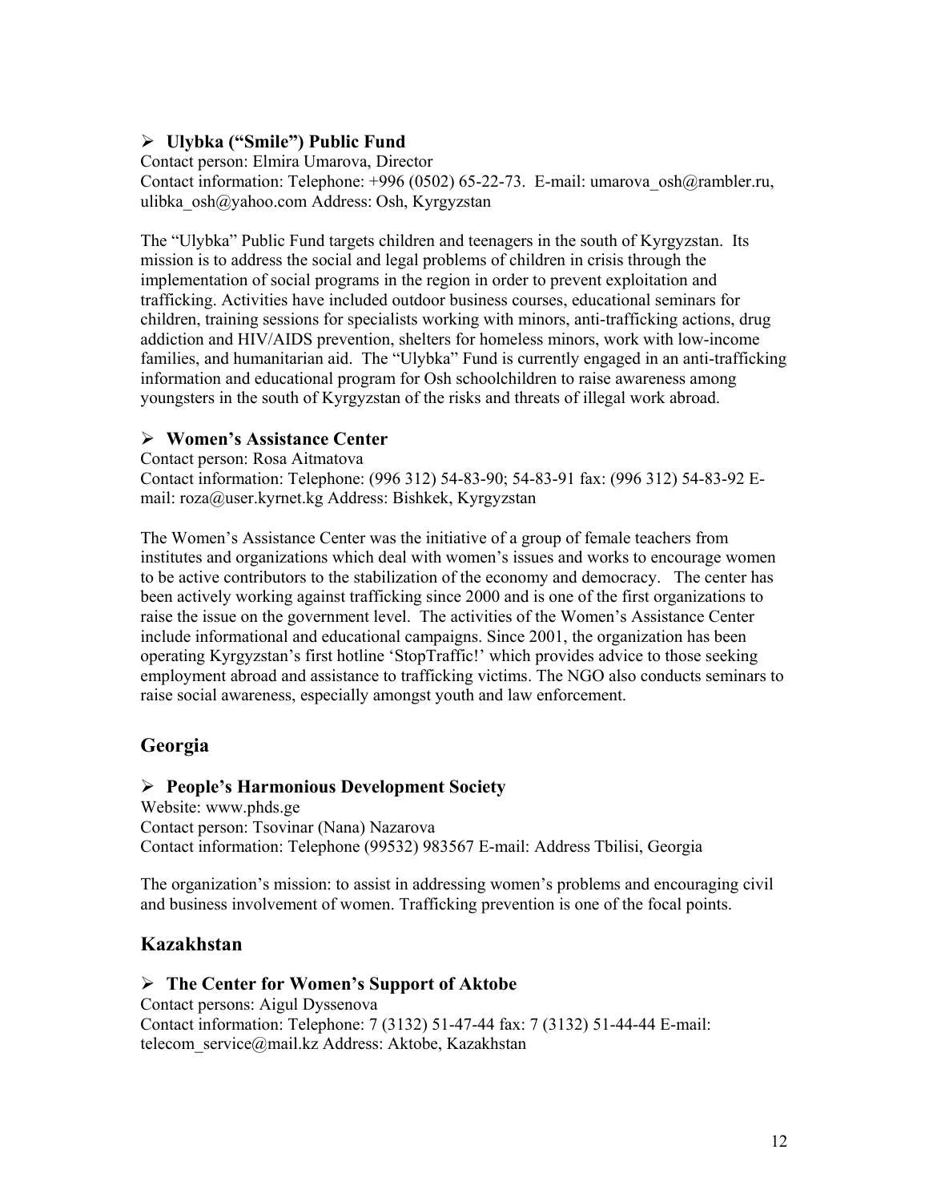- **Ulybka ("Smile") Public Fund**

Contact person: Elmira Umarova, Director
Contact information: Telephone: +996 (0502) 65-22-73. E-mail: umarova_osh@rambler.ru, ulibka_osh@yahoo.com Address: Osh, Kyrgyzstan

The "Ulybka" Public Fund targets children and teenagers in the south of Kyrgyzstan. Its mission is to address the social and legal problems of children in crisis through the implementation of social programs in the region in order to prevent exploitation and trafficking. Activities have included outdoor business courses, educational seminars for children, training sessions for specialists working with minors, anti-trafficking actions, drug addiction and HIV/AIDS prevention, shelters for homeless minors, work with low-income families, and humanitarian aid. The "Ulybka" Fund is currently engaged in an anti-trafficking information and educational program for Osh schoolchildren to raise awareness among youngsters in the south of Kyrgyzstan of the risks and threats of illegal work abroad.

- **Women's Assistance Center**

Contact person: Rosa Aitmatova
Contact information: Telephone: (996 312) 54-83-90; 54-83-91 fax: (996 312) 54-83-92 E-mail: roza@user.kyrnet.kg Address: Bishkek, Kyrgyzstan

The Women's Assistance Center was the initiative of a group of female teachers from institutes and organizations which deal with women's issues and works to encourage women to be active contributors to the stabilization of the economy and democracy. The center has been actively working against trafficking since 2000 and is one of the first organizations to raise the issue on the government level. The activities of the Women's Assistance Center include informational and educational campaigns. Since 2001, the organization has been operating Kyrgyzstan's first hotline 'StopTraffic!' which provides advice to those seeking employment abroad and assistance to trafficking victims. The NGO also conducts seminars to raise social awareness, especially amongst youth and law enforcement.

## Georgia

- **People's Harmonious Development Society**

Website: www.phds.ge
Contact person: Tsovinar (Nana) Nazarova
Contact information: Telephone (99532) 983567 E-mail: Address Tbilisi, Georgia

The organization's mission: to assist in addressing women's problems and encouraging civil and business involvement of women. Trafficking prevention is one of the focal points.

## Kazakhstan

- **The Center for Women's Support of Aktobe**

Contact persons: Aigul Dyssenova
Contact information: Telephone: 7 (3132) 51-47-44 fax: 7 (3132) 51-44-44 E-mail: telecom_service@mail.kz Address: Aktobe, Kazakhstan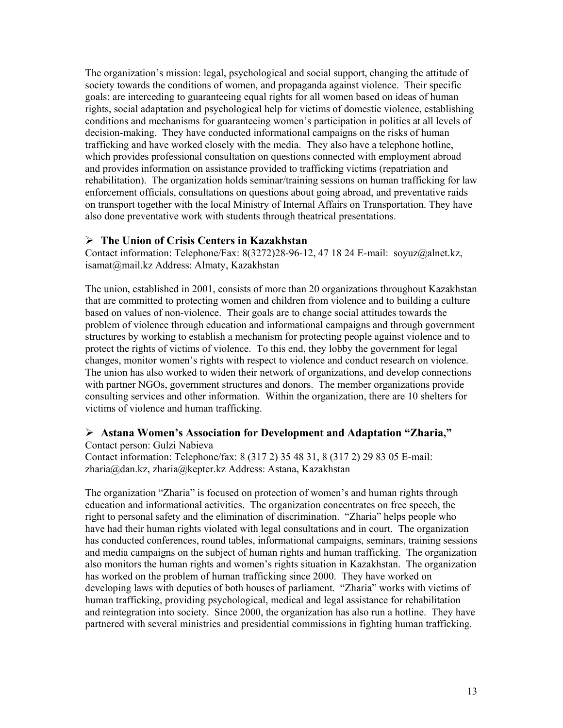The organization's mission: legal, psychological and social support, changing the attitude of society towards the conditions of women, and propaganda against violence. Their specific goals: are interceding to guaranteeing equal rights for all women based on ideas of human rights, social adaptation and psychological help for victims of domestic violence, establishing conditions and mechanisms for guaranteeing women's participation in politics at all levels of decision-making. They have conducted informational campaigns on the risks of human trafficking and have worked closely with the media. They also have a telephone hotline, which provides professional consultation on questions connected with employment abroad and provides information on assistance provided to trafficking victims (repatriation and rehabilitation). The organization holds seminar/training sessions on human trafficking for law enforcement officials, consultations on questions about going abroad, and preventative raids on transport together with the local Ministry of Internal Affairs on Transportation. They have also done preventative work with students through theatrical presentations.

- **The Union of Crisis Centers in Kazakhstan**

Contact information: Telephone/Fax: 8(3272)28-96-12, 47 18 24 E-mail: soyuz@alnet.kz, isamat@mail.kz Address: Almaty, Kazakhstan

The union, established in 2001, consists of more than 20 organizations throughout Kazakhstan that are committed to protecting women and children from violence and to building a culture based on values of non-violence. Their goals are to change social attitudes towards the problem of violence through education and informational campaigns and through government structures by working to establish a mechanism for protecting people against violence and to protect the rights of victims of violence. To this end, they lobby the government for legal changes, monitor women's rights with respect to violence and conduct research on violence. The union has also worked to widen their network of organizations, and develop connections with partner NGOs, government structures and donors. The member organizations provide consulting services and other information. Within the organization, there are 10 shelters for victims of violence and human trafficking.

- **Astana Women's Association for Development and Adaptation "Zharia,"**

Contact person: Gulzi Nabieva
Contact information: Telephone/fax: 8 (317 2) 35 48 31, 8 (317 2) 29 83 05 E-mail: zharia@dan.kz, zharia@kepter.kz Address: Astana, Kazakhstan

The organization "Zharia" is focused on protection of women's and human rights through education and informational activities. The organization concentrates on free speech, the right to personal safety and the elimination of discrimination. "Zharia" helps people who have had their human rights violated with legal consultations and in court. The organization has conducted conferences, round tables, informational campaigns, seminars, training sessions and media campaigns on the subject of human rights and human trafficking. The organization also monitors the human rights and women's rights situation in Kazakhstan. The organization has worked on the problem of human trafficking since 2000. They have worked on developing laws with deputies of both houses of parliament. "Zharia" works with victims of human trafficking, providing psychological, medical and legal assistance for rehabilitation and reintegration into society. Since 2000, the organization has also run a hotline. They have partnered with several ministries and presidential commissions in fighting human trafficking.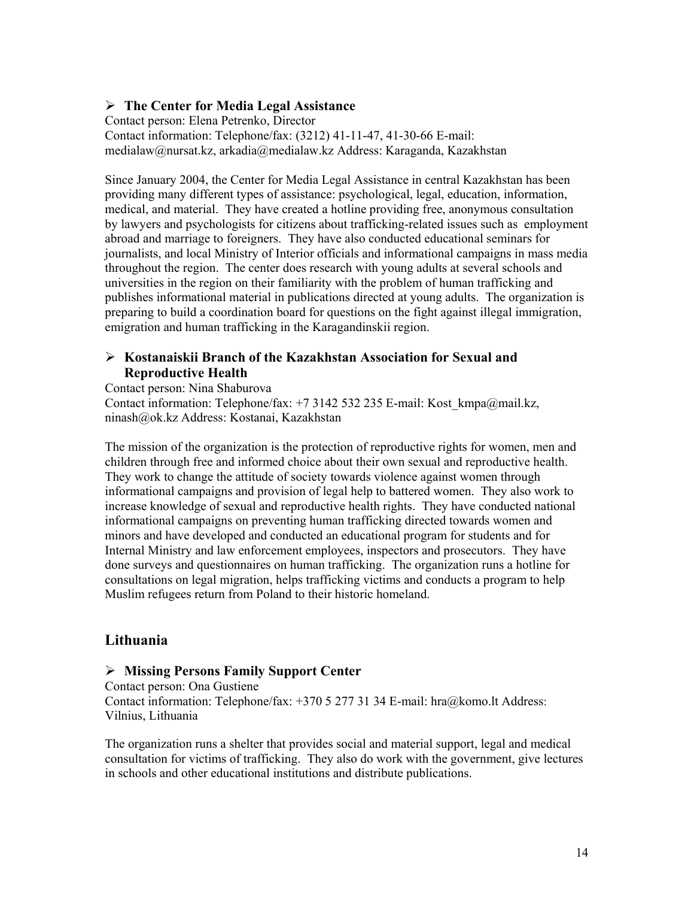- **The Center for Media Legal Assistance**

Contact person: Elena Petrenko, Director
Contact information: Telephone/fax: (3212) 41-11-47, 41-30-66 E-mail: medialaw@nursat.kz, arkadia@medialaw.kz Address: Karaganda, Kazakhstan

Since January 2004, the Center for Media Legal Assistance in central Kazakhstan has been providing many different types of assistance: psychological, legal, education, information, medical, and material. They have created a hotline providing free, anonymous consultation by lawyers and psychologists for citizens about trafficking-related issues such as employment abroad and marriage to foreigners. They have also conducted educational seminars for journalists, and local Ministry of Interior officials and informational campaigns in mass media throughout the region. The center does research with young adults at several schools and universities in the region on their familiarity with the problem of human trafficking and publishes informational material in publications directed at young adults. The organization is preparing to build a coordination board for questions on the fight against illegal immigration, emigration and human trafficking in the Karagandinskii region.

- **Kostanaiskii Branch of the Kazakhstan Association for Sexual and Reproductive Health**

Contact person: Nina Shaburova
Contact information: Telephone/fax: +7 3142 532 235 E-mail: Kost_kmpa@mail.kz, ninash@ok.kz Address: Kostanai, Kazakhstan

The mission of the organization is the protection of reproductive rights for women, men and children through free and informed choice about their own sexual and reproductive health. They work to change the attitude of society towards violence against women through informational campaigns and provision of legal help to battered women. They also work to increase knowledge of sexual and reproductive health rights. They have conducted national informational campaigns on preventing human trafficking directed towards women and minors and have developed and conducted an educational program for students and for Internal Ministry and law enforcement employees, inspectors and prosecutors. They have done surveys and questionnaires on human trafficking. The organization runs a hotline for consultations on legal migration, helps trafficking victims and conducts a program to help Muslim refugees return from Poland to their historic homeland.

## Lithuania

- **Missing Persons Family Support Center**

Contact person: Ona Gustiene
Contact information: Telephone/fax: +370 5 277 31 34 E-mail: hra@komo.lt Address: Vilnius, Lithuania

The organization runs a shelter that provides social and material support, legal and medical consultation for victims of trafficking. They also do work with the government, give lectures in schools and other educational institutions and distribute publications.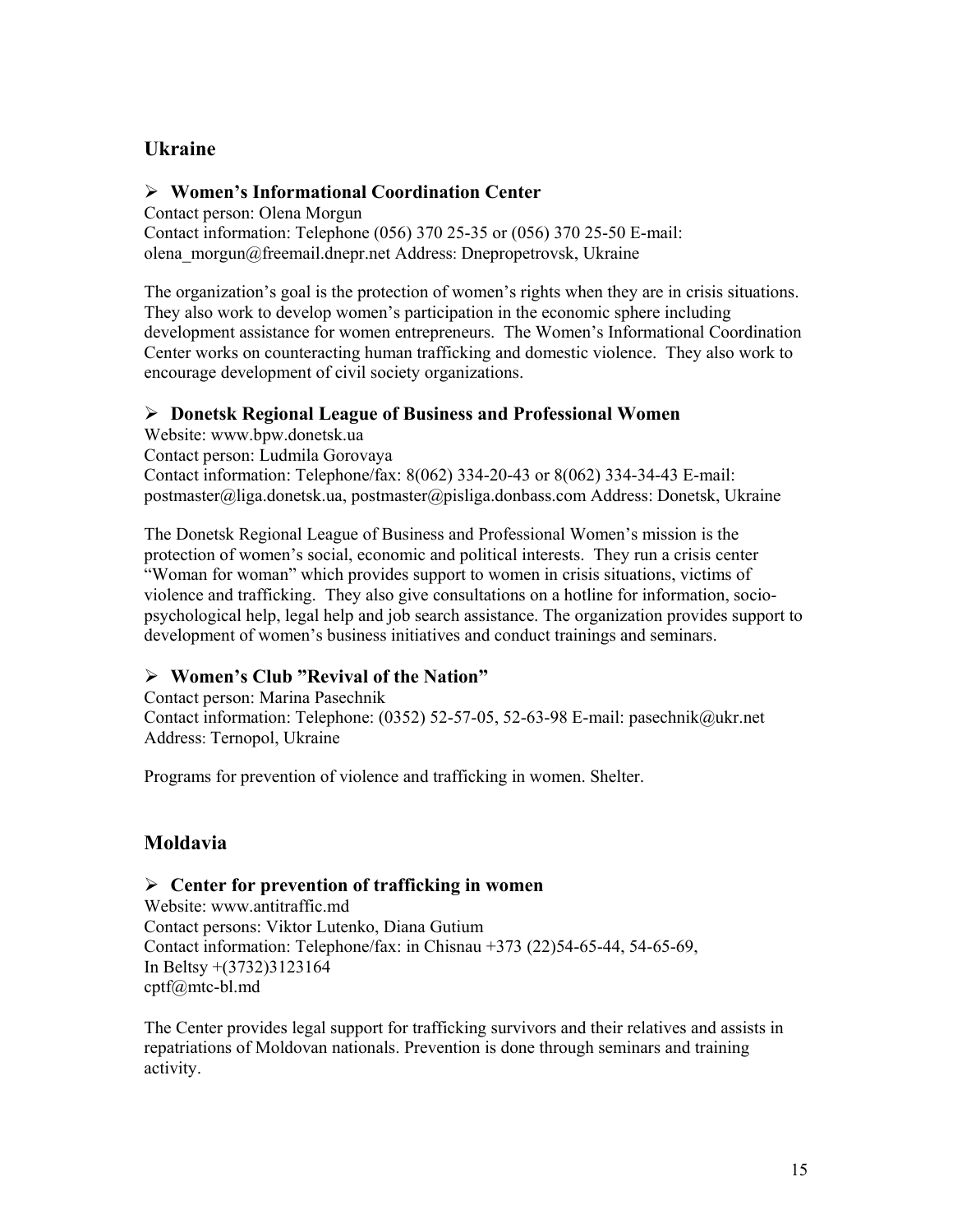## Ukraine

- **Women's Informational Coordination Center**

Contact person: Olena Morgun
Contact information: Telephone (056) 370 25-35 or (056) 370 25-50 E-mail: olena_morgun@freemail.dnepr.net Address: Dnepropetrovsk, Ukraine

The organization's goal is the protection of women's rights when they are in crisis situations. They also work to develop women's participation in the economic sphere including development assistance for women entrepreneurs. The Women's Informational Coordination Center works on counteracting human trafficking and domestic violence. They also work to encourage development of civil society organizations.

- **Donetsk Regional League of Business and Professional Women**

Website: www.bpw.donetsk.ua
Contact person: Ludmila Gorovaya
Contact information: Telephone/fax: 8(062) 334-20-43 or 8(062) 334-34-43 E-mail: postmaster@liga.donetsk.ua, postmaster@pisliga.donbass.com Address: Donetsk, Ukraine

The Donetsk Regional League of Business and Professional Women's mission is the protection of women's social, economic and political interests. They run a crisis center "Woman for woman" which provides support to women in crisis situations, victims of violence and trafficking. They also give consultations on a hotline for information, socio-psychological help, legal help and job search assistance. The organization provides support to development of women's business initiatives and conduct trainings and seminars.

- **Women's Club "Revival of the Nation"**

Contact person: Marina Pasechnik
Contact information: Telephone: (0352) 52-57-05, 52-63-98 E-mail: pasechnik@ukr.net
Address: Ternopol, Ukraine

Programs for prevention of violence and trafficking in women. Shelter.

## Moldavia

- **Center for prevention of trafficking in women**

Website: www.antitraffic.md
Contact persons: Viktor Lutenko, Diana Gutium
Contact information: Telephone/fax: in Chisnau +373 (22)54-65-44, 54-65-69,
In Beltsy +(3732)3123164
cptf@mtc-bl.md

The Center provides legal support for trafficking survivors and their relatives and assists in repatriations of Moldovan nationals. Prevention is done through seminars and training activity.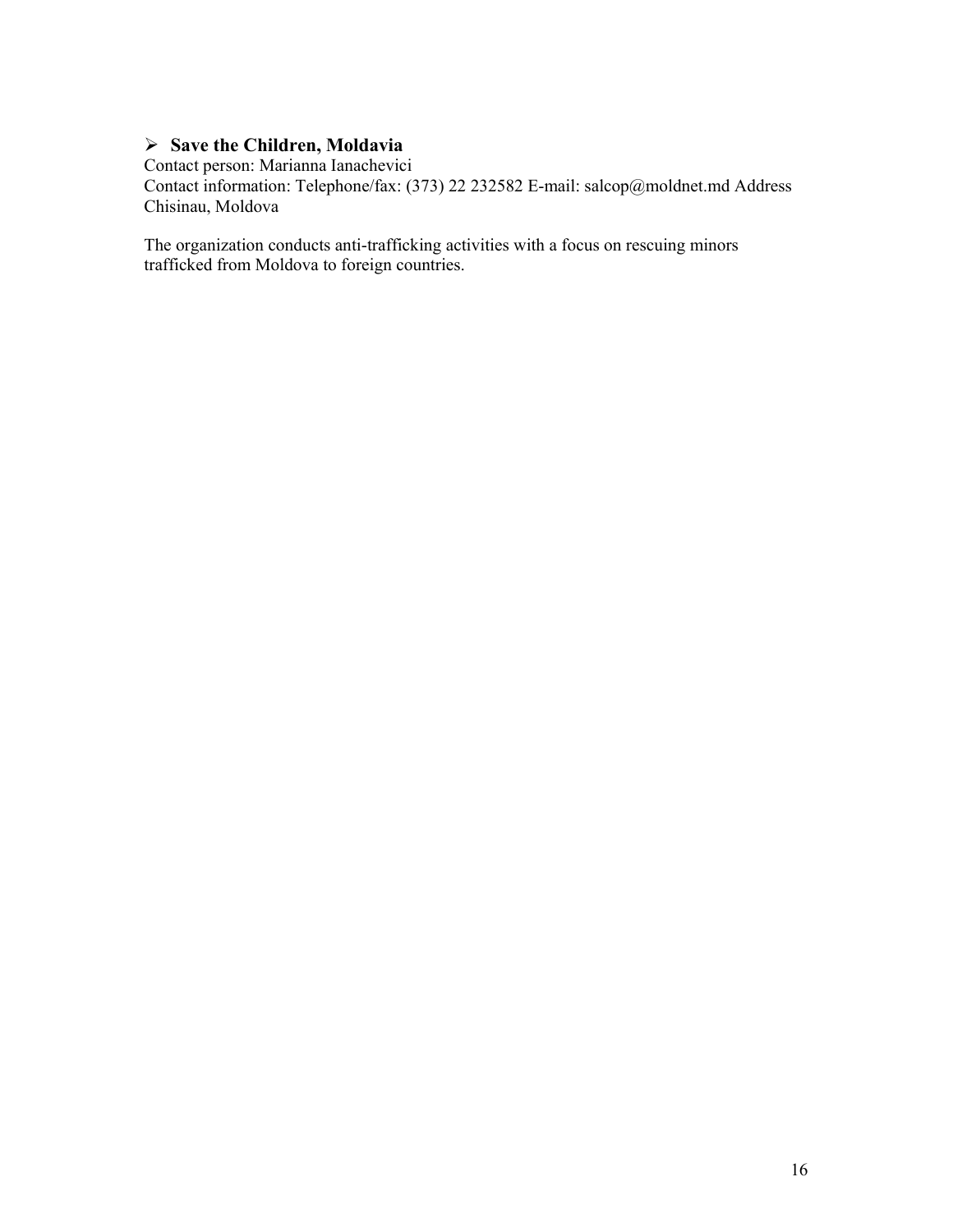- **Save the Children, Moldavia**

Contact person: Marianna Ianachevici
Contact information: Telephone/fax: (373) 22 232582 E-mail: salcop@moldnet.md Address Chisinau, Moldova

The organization conducts anti-trafficking activities with a focus on rescuing minors trafficked from Moldova to foreign countries.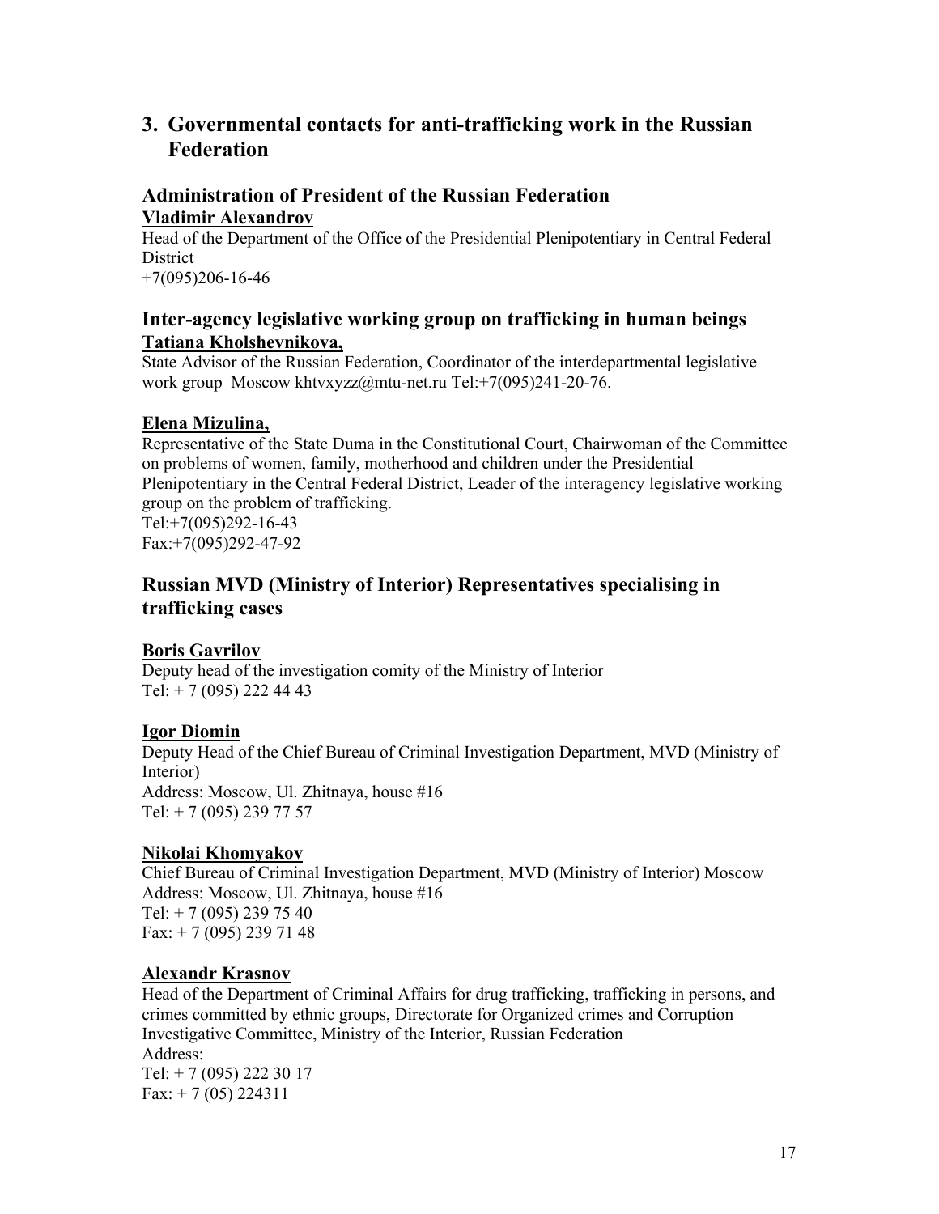## 3. Governmental contacts for anti-trafficking work in the Russian Federation

### Administration of President of the Russian Federation

**Vladimir Alexandrov**

Head of the Department of the Office of the Presidential Plenipotentiary in Central Federal District
+7(095)206-16-46

### Inter-agency legislative working group on trafficking in human beings

**Tatiana Kholshevnikova,**

State Advisor of the Russian Federation, Coordinator of the interdepartmental legislative work group Moscow khtvxyzz@mtu-net.ru Tel:+7(095)241-20-76.

**Elena Mizulina,**

Representative of the State Duma in the Constitutional Court, Chairwoman of the Committee on problems of women, family, motherhood and children under the Presidential Plenipotentiary in the Central Federal District, Leader of the interagency legislative working group on the problem of trafficking.
Tel:+7(095)292-16-43
Fax:+7(095)292-47-92

### Russian MVD (Ministry of Interior) Representatives specialising in trafficking cases

**Boris Gavrilov**

Deputy head of the investigation comity of the Ministry of Interior
Tel: + 7 (095) 222 44 43

**Igor Diomin**

Deputy Head of the Chief Bureau of Criminal Investigation Department, MVD (Ministry of Interior)
Address: Moscow, Ul. Zhitnaya, house #16
Tel: + 7 (095) 239 77 57

**Nikolai Khomyakov**

Chief Bureau of Criminal Investigation Department, MVD (Ministry of Interior) Moscow
Address: Moscow, Ul. Zhitnaya, house #16
Tel: + 7 (095) 239 75 40
Fax: + 7 (095) 239 71 48

**Alexandr Krasnov**

Head of the Department of Criminal Affairs for drug trafficking, trafficking in persons, and crimes committed by ethnic groups, Directorate for Organized crimes and Corruption Investigative Committee, Ministry of the Interior, Russian Federation
Address:
Tel: + 7 (095) 222 30 17
Fax: + 7 (05) 224311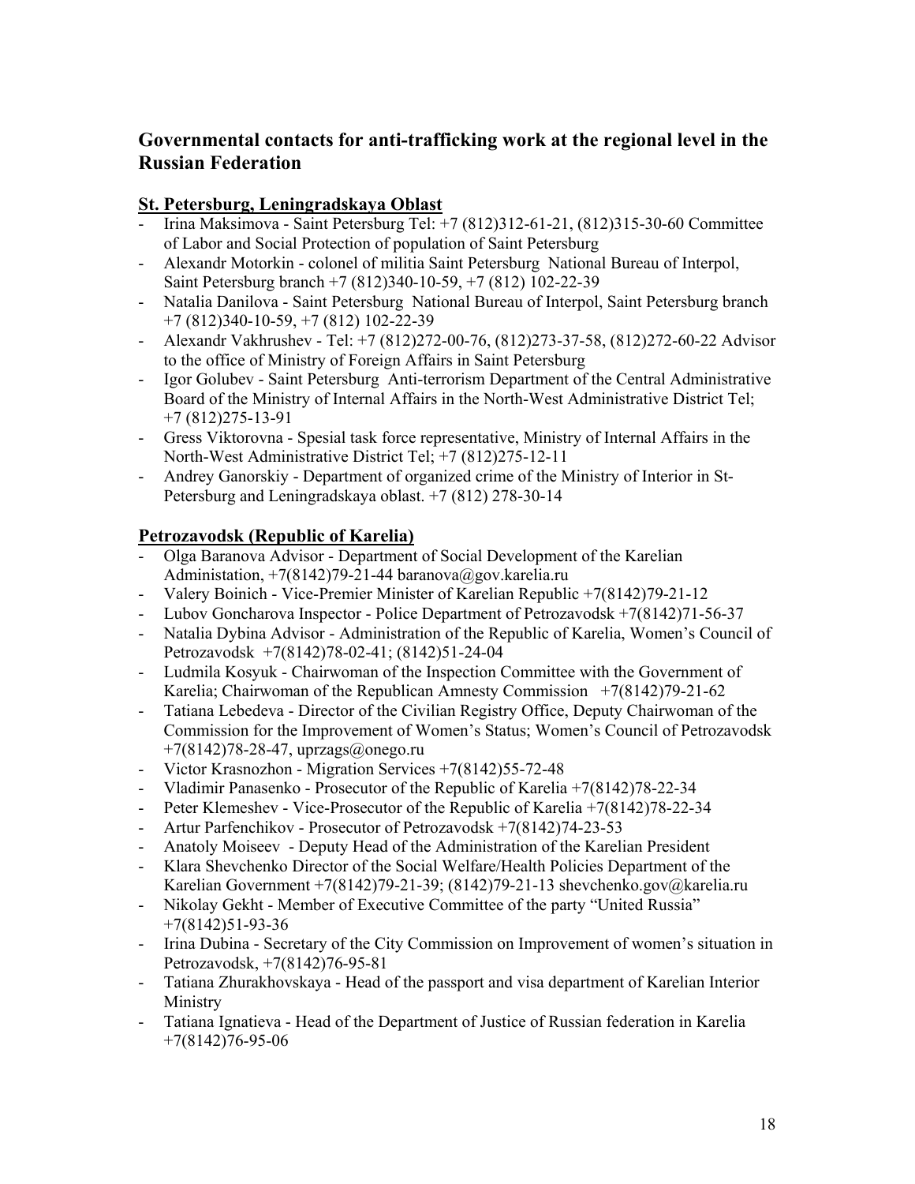## Governmental contacts for anti-trafficking work at the regional level in the Russian Federation

### St. Petersburg, Leningradskaya Oblast

- Irina Maksimova - Saint Petersburg Tel: +7 (812)312-61-21, (812)315-30-60 Committee of Labor and Social Protection of population of Saint Petersburg
- Alexandr Motorkin - colonel of militia Saint Petersburg National Bureau of Interpol, Saint Petersburg branch +7 (812)340-10-59, +7 (812) 102-22-39
- Natalia Danilova - Saint Petersburg National Bureau of Interpol, Saint Petersburg branch +7 (812)340-10-59, +7 (812) 102-22-39
- Alexandr Vakhrushev - Tel: +7 (812)272-00-76, (812)273-37-58, (812)272-60-22 Advisor to the office of Ministry of Foreign Affairs in Saint Petersburg
- Igor Golubev - Saint Petersburg Anti-terrorism Department of the Central Administrative Board of the Ministry of Internal Affairs in the North-West Administrative District Tel; +7 (812)275-13-91
- Gress Viktorovna - Spesial task force representative, Ministry of Internal Affairs in the North-West Administrative District Tel; +7 (812)275-12-11
- Andrey Ganorskiy - Department of organized crime of the Ministry of Interior in St-Petersburg and Leningradskaya oblast. +7 (812) 278-30-14

### Petrozavodsk (Republic of Karelia)

- Olga Baranova Advisor - Department of Social Development of the Karelian Administation, +7(8142)79-21-44 baranova@gov.karelia.ru
- Valery Boinich - Vice-Premier Minister of Karelian Republic +7(8142)79-21-12
- Lubov Goncharova Inspector - Police Department of Petrozavodsk +7(8142)71-56-37
- Natalia Dybina Advisor - Administration of the Republic of Karelia, Women's Council of Petrozavodsk +7(8142)78-02-41; (8142)51-24-04
- Ludmila Kosyuk - Chairwoman of the Inspection Committee with the Government of Karelia; Chairwoman of the Republican Amnesty Commission +7(8142)79-21-62
- Tatiana Lebedeva - Director of the Civilian Registry Office, Deputy Chairwoman of the Commission for the Improvement of Women's Status; Women's Council of Petrozavodsk +7(8142)78-28-47, uprzags@onego.ru
- Victor Krasnozhon - Migration Services +7(8142)55-72-48
- Vladimir Panasenko - Prosecutor of the Republic of Karelia +7(8142)78-22-34
- Peter Klemeshev - Vice-Prosecutor of the Republic of Karelia +7(8142)78-22-34
- Artur Parfenchikov - Prosecutor of Petrozavodsk +7(8142)74-23-53
- Anatoly Moiseev - Deputy Head of the Administration of the Karelian President
- Klara Shevchenko Director of the Social Welfare/Health Policies Department of the Karelian Government +7(8142)79-21-39; (8142)79-21-13 shevchenko.gov@karelia.ru
- Nikolay Gekht - Member of Executive Committee of the party "United Russia" +7(8142)51-93-36
- Irina Dubina - Secretary of the City Commission on Improvement of women's situation in Petrozavodsk, +7(8142)76-95-81
- Tatiana Zhurakhovskaya - Head of the passport and visa department of Karelian Interior Ministry
- Tatiana Ignatieva - Head of the Department of Justice of Russian federation in Karelia +7(8142)76-95-06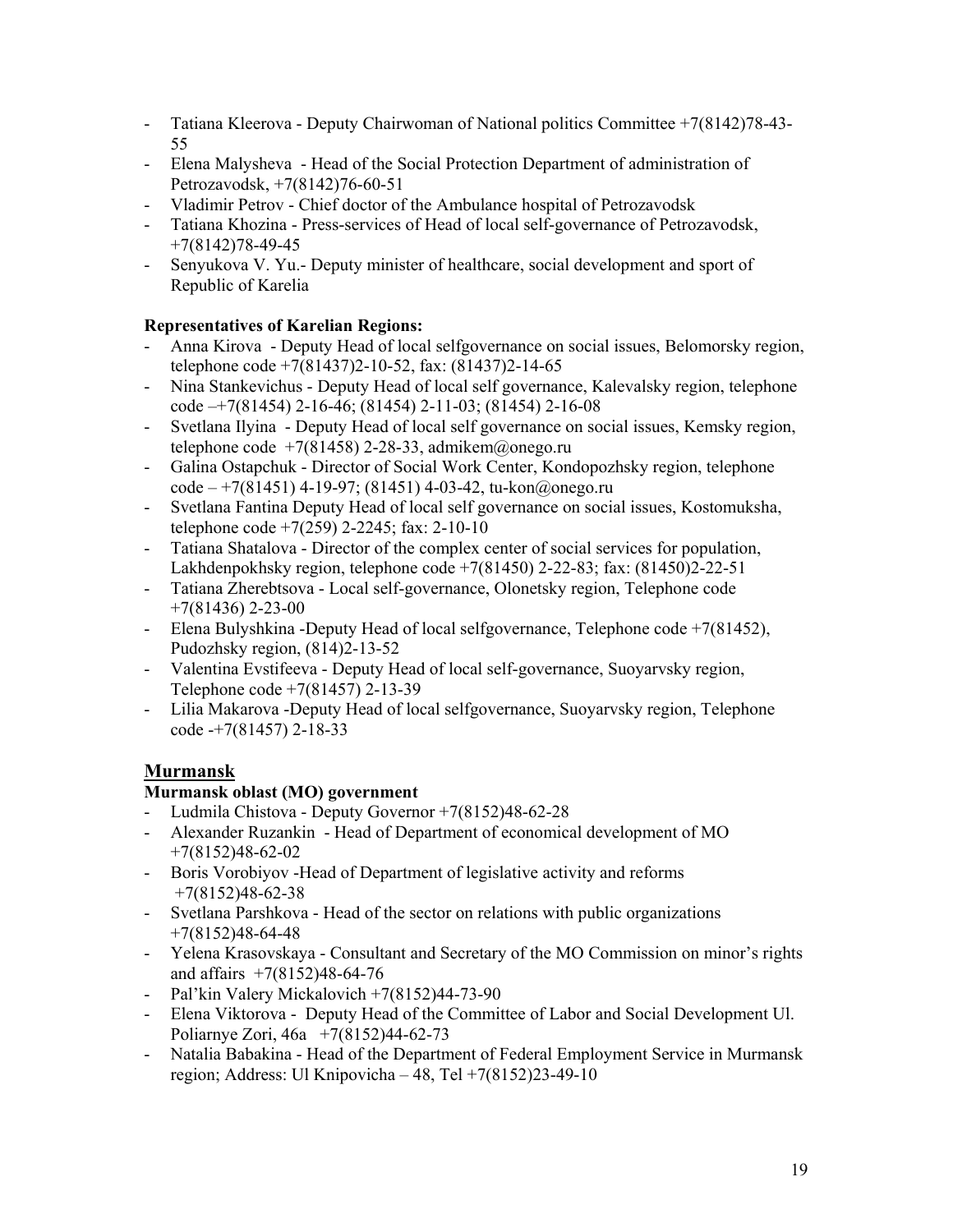- Tatiana Kleerova - Deputy Chairwoman of National politics Committee +7(8142)78-43-55
- Elena Malysheva - Head of the Social Protection Department of administration of Petrozavodsk, +7(8142)76-60-51
- Vladimir Petrov - Chief doctor of the Ambulance hospital of Petrozavodsk
- Tatiana Khozina - Press-services of Head of local self-governance of Petrozavodsk, +7(8142)78-49-45
- Senyukova V. Yu.- Deputy minister of healthcare, social development and sport of Republic of Karelia

**Representatives of Karelian Regions:**

- Anna Kirova - Deputy Head of local selfgovernance on social issues, Belomorsky region, telephone code +7(81437)2-10-52, fax: (81437)2-14-65
- Nina Stankevichus - Deputy Head of local self governance, Kalevalsky region, telephone code –+7(81454) 2-16-46; (81454) 2-11-03; (81454) 2-16-08
- Svetlana Ilyina - Deputy Head of local self governance on social issues, Kemsky region, telephone code +7(81458) 2-28-33, admikem@onego.ru
- Galina Ostapchuk - Director of Social Work Center, Kondopozhsky region, telephone code – +7(81451) 4-19-97; (81451) 4-03-42, tu-kon@onego.ru
- Svetlana Fantina Deputy Head of local self governance on social issues, Kostomuksha, telephone code +7(259) 2-2245; fax: 2-10-10
- Tatiana Shatalova - Director of the complex center of social services for population, Lakhdenpokhsky region, telephone code +7(81450) 2-22-83; fax: (81450)2-22-51
- Tatiana Zherebtsova - Local self-governance, Olonetsky region, Telephone code +7(81436) 2-23-00
- Elena Bulyshkina -Deputy Head of local selfgovernance, Telephone code +7(81452), Pudozhsky region, (814)2-13-52
- Valentina Evstifeeva - Deputy Head of local self-governance, Suoyarvsky region, Telephone code +7(81457) 2-13-39
- Lilia Makarova -Deputy Head of local selfgovernance, Suoyarvsky region, Telephone code -+7(81457) 2-18-33

## Murmansk

**Murmansk oblast (MO) government**

- Ludmila Chistova - Deputy Governor +7(8152)48-62-28
- Alexander Ruzankin - Head of Department of economical development of MO +7(8152)48-62-02
- Boris Vorobiyov -Head of Department of legislative activity and reforms +7(8152)48-62-38
- Svetlana Parshkova - Head of the sector on relations with public organizations +7(8152)48-64-48
- Yelena Krasovskaya - Consultant and Secretary of the MO Commission on minor's rights and affairs +7(8152)48-64-76
- Pal'kin Valery Mickalovich +7(8152)44-73-90
- Elena Viktorova - Deputy Head of the Committee of Labor and Social Development Ul. Poliarnye Zori, 46a +7(8152)44-62-73
- Natalia Babakina - Head of the Department of Federal Employment Service in Murmansk region; Address: Ul Knipovicha – 48, Tel +7(8152)23-49-10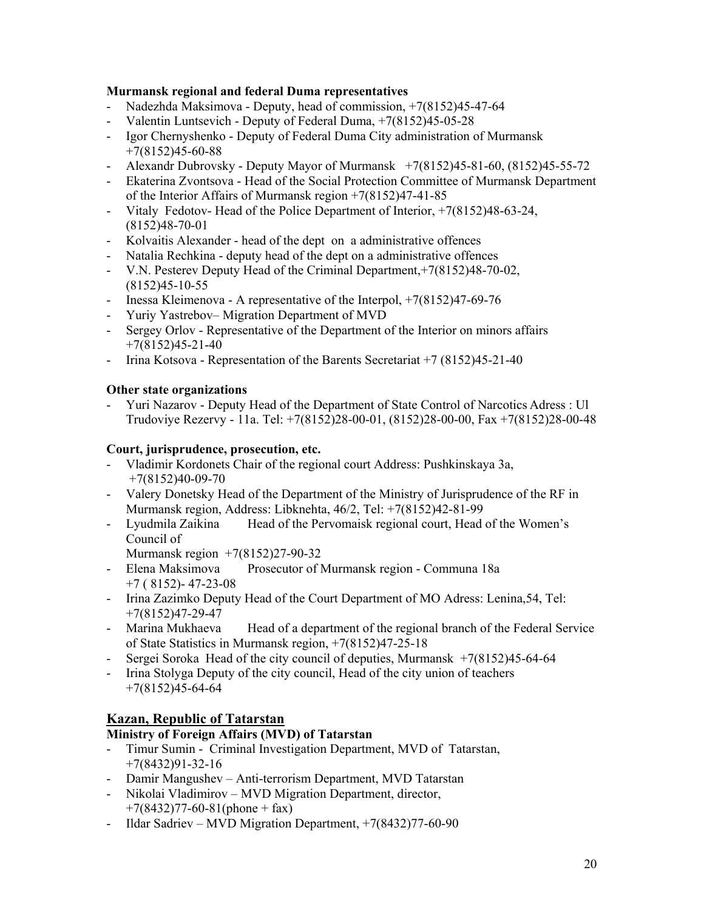**Murmansk regional and federal Duma representatives**

- Nadezhda Maksimova - Deputy, head of commission, +7(8152)45-47-64
- Valentin Luntsevich - Deputy of Federal Duma, +7(8152)45-05-28
- Igor Chernyshenko - Deputy of Federal Duma City administration of Murmansk +7(8152)45-60-88
- Alexandr Dubrovsky - Deputy Mayor of Murmansk +7(8152)45-81-60, (8152)45-55-72
- Ekaterina Zvontsova - Head of the Social Protection Committee of Murmansk Department of the Interior Affairs of Murmansk region +7(8152)47-41-85
- Vitaly Fedotov- Head of the Police Department of Interior, +7(8152)48-63-24, (8152)48-70-01
- Kolvaitis Alexander - head of the dept on a administrative offences
- Natalia Rechkina - deputy head of the dept on a administrative offences
- V.N. Pesterev Deputy Head of the Criminal Department,+7(8152)48-70-02, (8152)45-10-55
- Inessa Kleimenova - A representative of the Interpol, +7(8152)47-69-76
- Yuriy Yastrebov– Migration Department of MVD
- Sergey Orlov - Representative of the Department of the Interior on minors affairs +7(8152)45-21-40
- Irina Kotsova - Representation of the Barents Secretariat +7 (8152)45-21-40

**Other state organizations**

- Yuri Nazarov - Deputy Head of the Department of State Control of Narcotics Adress : Ul Trudoviye Rezervy - 11a. Tel: +7(8152)28-00-01, (8152)28-00-00, Fax +7(8152)28-00-48

**Court, jurisprudence, prosecution, etc.**

- Vladimir Kordonets Chair of the regional court Address: Pushkinskaya 3a, +7(8152)40-09-70
- Valery Donetsky Head of the Department of the Ministry of Jurisprudence of the RF in Murmansk region, Address: Libknehta, 46/2, Tel: +7(8152)42-81-99
- Lyudmila Zaikina Head of the Pervomaisk regional court, Head of the Women's Council of Murmansk region +7(8152)27-90-32
- Elena Maksimova Prosecutor of Murmansk region - Communa 18a +7 ( 8152)- 47-23-08
- Irina Zazimko Deputy Head of the Court Department of MO Adress: Lenina,54, Tel: +7(8152)47-29-47
- Marina Mukhaeva Head of a department of the regional branch of the Federal Service of State Statistics in Murmansk region, +7(8152)47-25-18
- Sergei Soroka Head of the city council of deputies, Murmansk +7(8152)45-64-64
- Irina Stolyga Deputy of the city council, Head of the city union of teachers +7(8152)45-64-64

## Kazan, Republic of Tatarstan

**Ministry of Foreign Affairs (MVD) of Tatarstan**

- Timur Sumin - Criminal Investigation Department, MVD of Tatarstan, +7(8432)91-32-16
- Damir Mangushev – Anti-terrorism Department, MVD Tatarstan
- Nikolai Vladimirov – MVD Migration Department, director, +7(8432)77-60-81(phone + fax)
- Ildar Sadriev – MVD Migration Department, +7(8432)77-60-90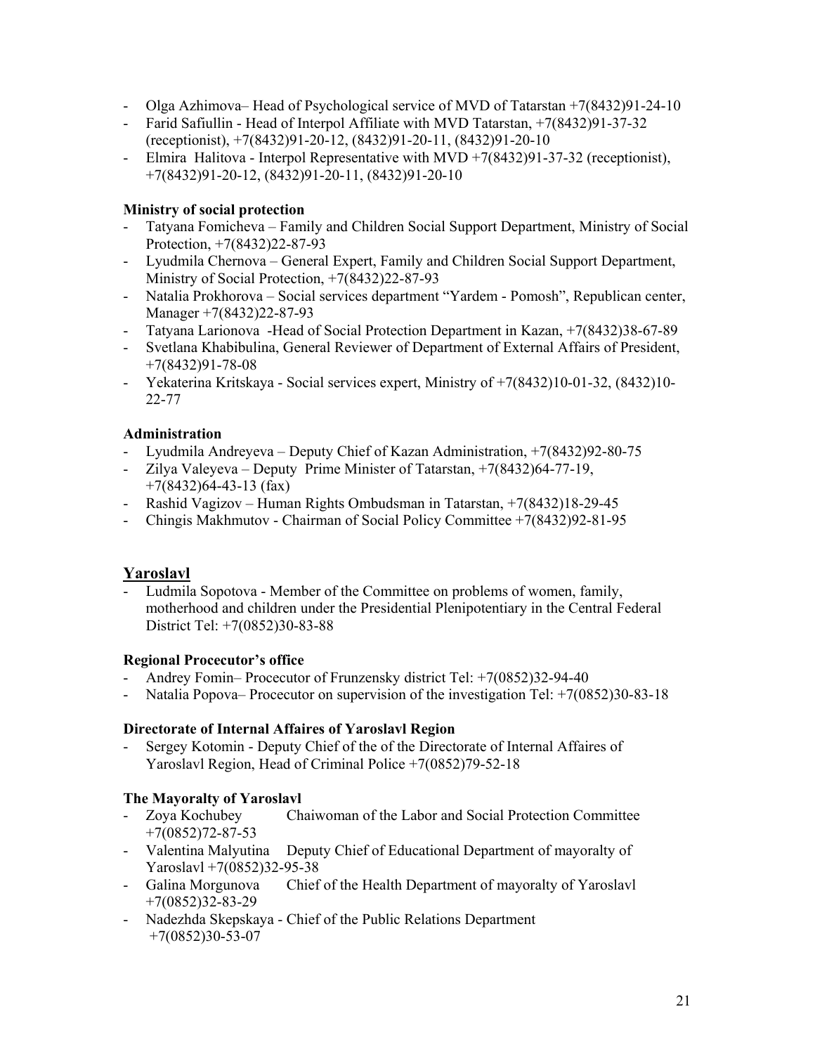- Olga Azhimova– Head of Psychological service of MVD of Tatarstan +7(8432)91-24-10
- Farid Safiullin - Head of Interpol Affiliate with MVD Tatarstan, +7(8432)91-37-32 (receptionist), +7(8432)91-20-12, (8432)91-20-11, (8432)91-20-10
- Elmira Halitova - Interpol Representative with MVD +7(8432)91-37-32 (receptionist), +7(8432)91-20-12, (8432)91-20-11, (8432)91-20-10

**Ministry of social protection**
- Tatyana Fomicheva – Family and Children Social Support Department, Ministry of Social Protection, +7(8432)22-87-93
- Lyudmila Chernova – General Expert, Family and Children Social Support Department, Ministry of Social Protection, +7(8432)22-87-93
- Natalia Prokhorova – Social services department "Yardem - Pomosh", Republican center, Manager +7(8432)22-87-93
- Tatyana Larionova -Head of Social Protection Department in Kazan, +7(8432)38-67-89
- Svetlana Khabibulina, General Reviewer of Department of External Affairs of President, +7(8432)91-78-08
- Yekaterina Kritskaya - Social services expert, Ministry of +7(8432)10-01-32, (8432)10-22-77

**Administration**
- Lyudmila Andreyeva – Deputy Chief of Kazan Administration, +7(8432)92-80-75
- Zilya Valeyeva – Deputy Prime Minister of Tatarstan, +7(8432)64-77-19, +7(8432)64-43-13 (fax)
- Rashid Vagizov – Human Rights Ombudsman in Tatarstan, +7(8432)18-29-45
- Chingis Makhmutov - Chairman of Social Policy Committee +7(8432)92-81-95

## Yaroslavl

- Ludmila Sopotova - Member of the Committee on problems of women, family, motherhood and children under the Presidential Plenipotentiary in the Central Federal District Tel: +7(0852)30-83-88

**Regional Procecutor's office**
- Andrey Fomin– Procecutor of Frunzensky district Tel: +7(0852)32-94-40
- Natalia Popova– Procecutor on supervision of the investigation Tel: +7(0852)30-83-18

**Directorate of Internal Affaires of Yaroslavl Region**
- Sergey Kotomin - Deputy Chief of the of the Directorate of Internal Affaires of Yaroslavl Region, Head of Criminal Police +7(0852)79-52-18

**The Mayoralty of Yaroslavl**
- Zoya Kochubey Chaiwoman of the Labor and Social Protection Committee +7(0852)72-87-53
- Valentina Malyutina Deputy Chief of Educational Department of mayoralty of Yaroslavl +7(0852)32-95-38
- Galina Morgunova Chief of the Health Department of mayoralty of Yaroslavl +7(0852)32-83-29
- Nadezhda Skepskaya - Chief of the Public Relations Department +7(0852)30-53-07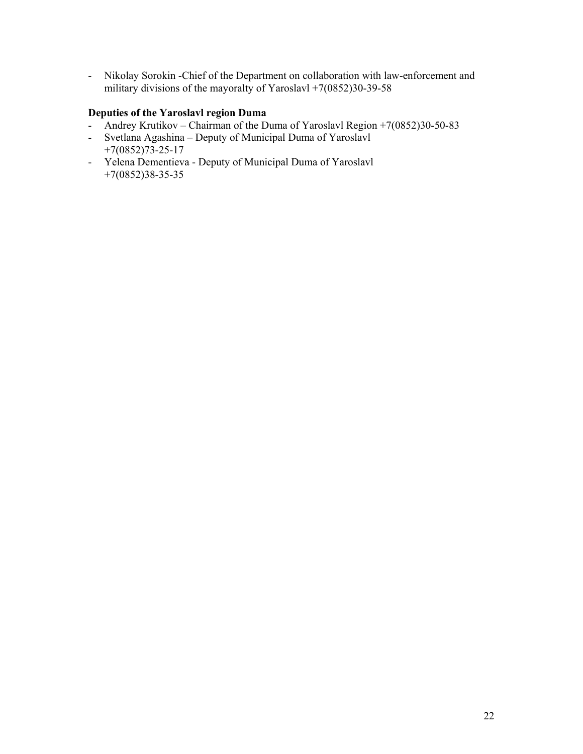- Nikolay Sorokin -Chief of the Department on collaboration with law-enforcement and military divisions of the mayoralty of Yaroslavl +7(0852)30-39-58

**Deputies of the Yaroslavl region Duma**

- Andrey Krutikov – Chairman of the Duma of Yaroslavl Region +7(0852)30-50-83
- Svetlana Agashina – Deputy of Municipal Duma of Yaroslavl +7(0852)73-25-17
- Yelena Dementieva - Deputy of Municipal Duma of Yaroslavl +7(0852)38-35-35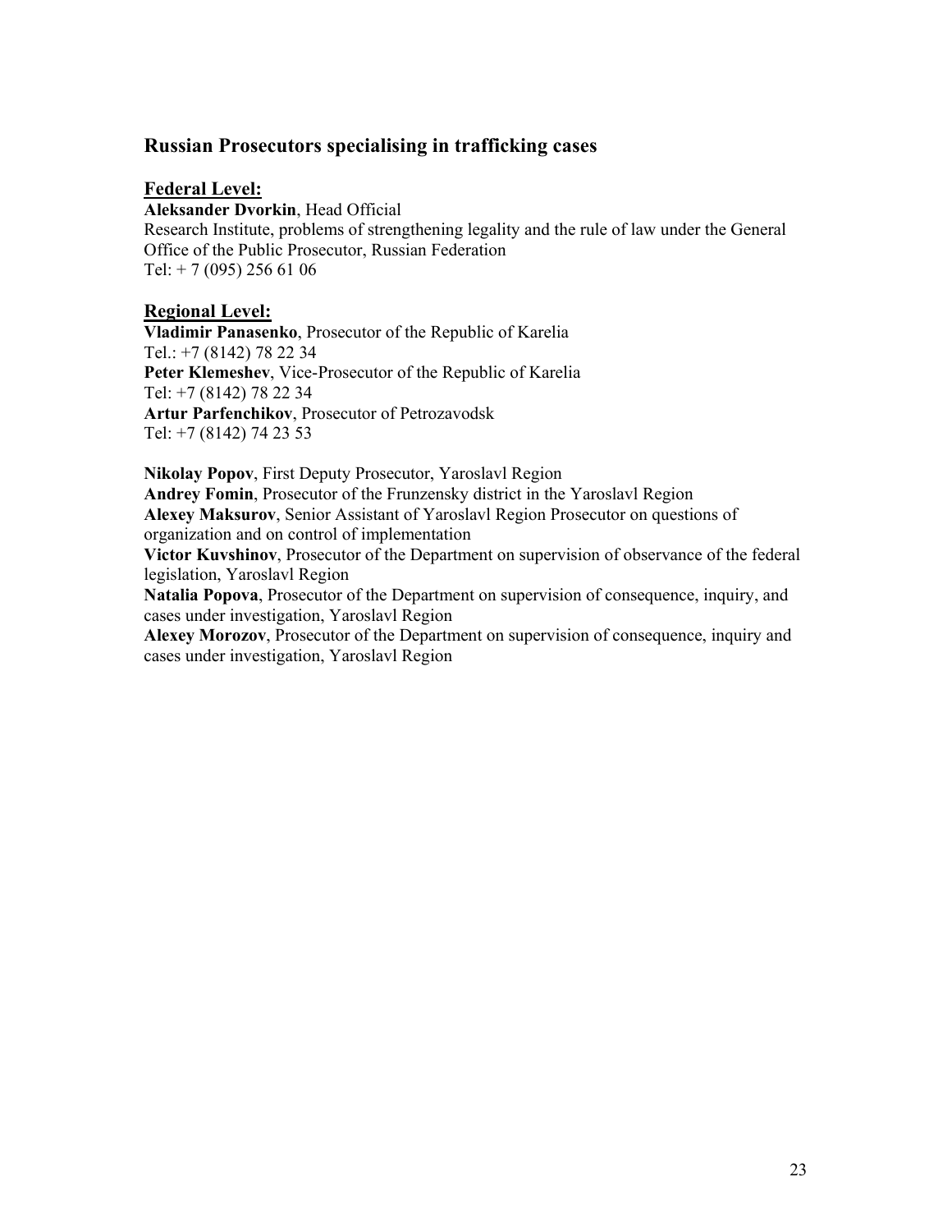## Russian Prosecutors specialising in trafficking cases

### Federal Level:

**Aleksander Dvorkin**, Head Official
Research Institute, problems of strengthening legality and the rule of law under the General Office of the Public Prosecutor, Russian Federation
Tel: + 7 (095) 256 61 06

### Regional Level:

**Vladimir Panasenko**, Prosecutor of the Republic of Karelia
Tel.: +7 (8142) 78 22 34
**Peter Klemeshev**, Vice-Prosecutor of the Republic of Karelia
Tel: +7 (8142) 78 22 34
**Artur Parfenchikov**, Prosecutor of Petrozavodsk
Tel: +7 (8142) 74 23 53

**Nikolay Popov**, First Deputy Prosecutor, Yaroslavl Region
**Andrey Fomin**, Prosecutor of the Frunzensky district in the Yaroslavl Region
**Alexey Maksurov**, Senior Assistant of Yaroslavl Region Prosecutor on questions of organization and on control of implementation
**Victor Kuvshinov**, Prosecutor of the Department on supervision of observance of the federal legislation, Yaroslavl Region
**Natalia Popova**, Prosecutor of the Department on supervision of consequence, inquiry, and cases under investigation, Yaroslavl Region
**Alexey Morozov**, Prosecutor of the Department on supervision of consequence, inquiry and cases under investigation, Yaroslavl Region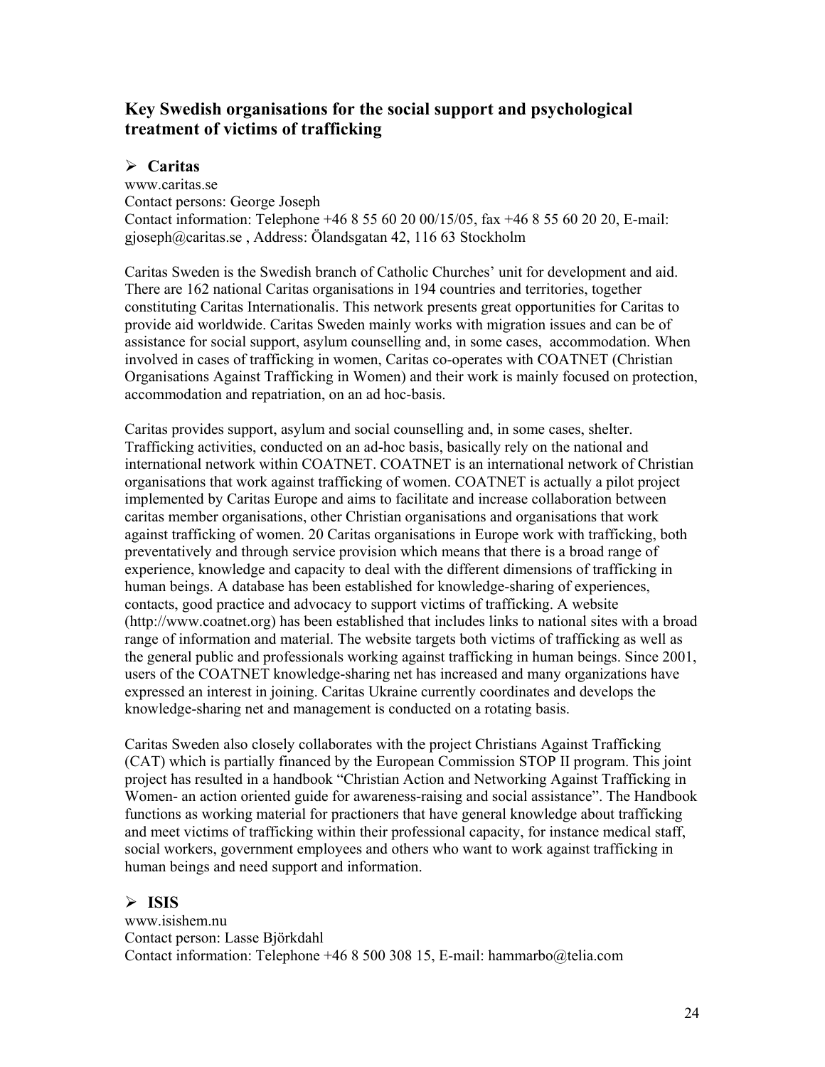## Key Swedish organisations for the social support and psychological treatment of victims of trafficking

- **Caritas**

www.caritas.se
Contact persons: George Joseph
Contact information: Telephone +46 8 55 60 20 00/15/05, fax +46 8 55 60 20 20, E-mail: gjoseph@caritas.se , Address: Ölandsgatan 42, 116 63 Stockholm

Caritas Sweden is the Swedish branch of Catholic Churches' unit for development and aid. There are 162 national Caritas organisations in 194 countries and territories, together constituting Caritas Internationalis. This network presents great opportunities for Caritas to provide aid worldwide. Caritas Sweden mainly works with migration issues and can be of assistance for social support, asylum counselling and, in some cases, accommodation. When involved in cases of trafficking in women, Caritas co-operates with COATNET (Christian Organisations Against Trafficking in Women) and their work is mainly focused on protection, accommodation and repatriation, on an ad hoc-basis.

Caritas provides support, asylum and social counselling and, in some cases, shelter. Trafficking activities, conducted on an ad-hoc basis, basically rely on the national and international network within COATNET. COATNET is an international network of Christian organisations that work against trafficking of women. COATNET is actually a pilot project implemented by Caritas Europe and aims to facilitate and increase collaboration between caritas member organisations, other Christian organisations and organisations that work against trafficking of women. 20 Caritas organisations in Europe work with trafficking, both preventatively and through service provision which means that there is a broad range of experience, knowledge and capacity to deal with the different dimensions of trafficking in human beings. A database has been established for knowledge-sharing of experiences, contacts, good practice and advocacy to support victims of trafficking. A website (http://www.coatnet.org) has been established that includes links to national sites with a broad range of information and material. The website targets both victims of trafficking as well as the general public and professionals working against trafficking in human beings. Since 2001, users of the COATNET knowledge-sharing net has increased and many organizations have expressed an interest in joining. Caritas Ukraine currently coordinates and develops the knowledge-sharing net and management is conducted on a rotating basis.

Caritas Sweden also closely collaborates with the project Christians Against Trafficking (CAT) which is partially financed by the European Commission STOP II program. This joint project has resulted in a handbook "Christian Action and Networking Against Trafficking in Women- an action oriented guide for awareness-raising and social assistance". The Handbook functions as working material for practioners that have general knowledge about trafficking and meet victims of trafficking within their professional capacity, for instance medical staff, social workers, government employees and others who want to work against trafficking in human beings and need support and information.

- **ISIS**

www.isishem.nu
Contact person: Lasse Björkdahl
Contact information: Telephone +46 8 500 308 15, E-mail: hammarbo@telia.com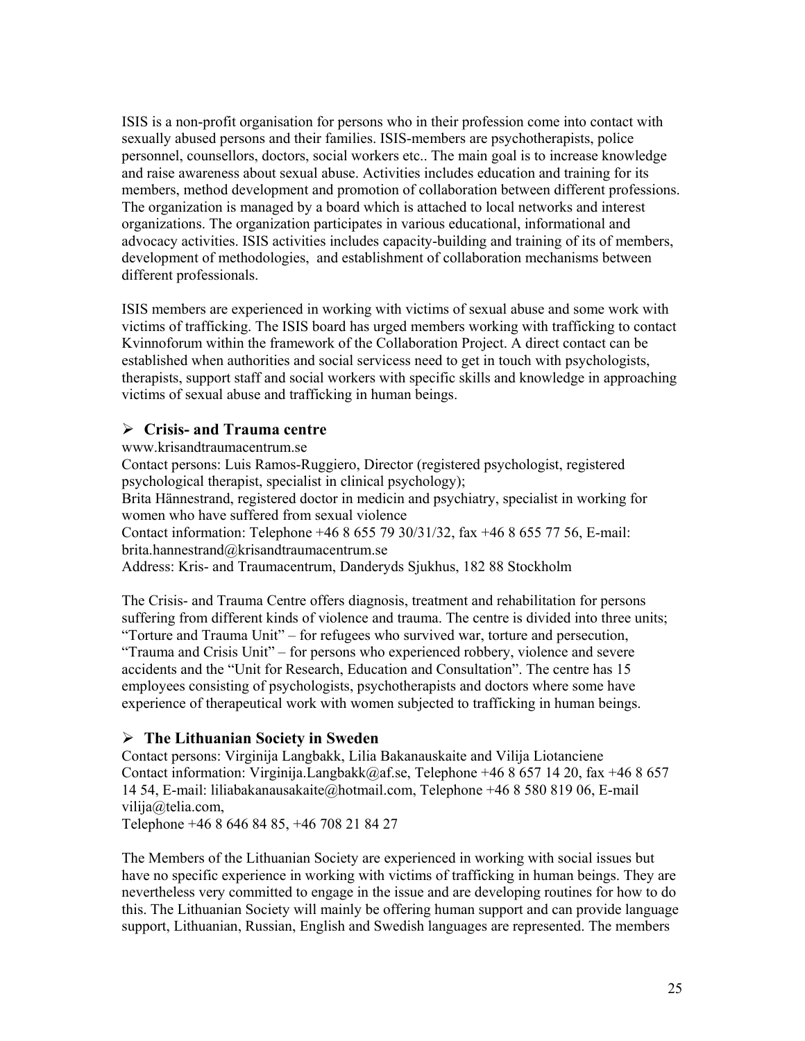ISIS is a non-profit organisation for persons who in their profession come into contact with sexually abused persons and their families. ISIS-members are psychotherapists, police personnel, counsellors, doctors, social workers etc.. The main goal is to increase knowledge and raise awareness about sexual abuse. Activities includes education and training for its members, method development and promotion of collaboration between different professions. The organization is managed by a board which is attached to local networks and interest organizations. The organization participates in various educational, informational and advocacy activities. ISIS activities includes capacity-building and training of its of members, development of methodologies, and establishment of collaboration mechanisms between different professionals.

ISIS members are experienced in working with victims of sexual abuse and some work with victims of trafficking. The ISIS board has urged members working with trafficking to contact Kvinnoforum within the framework of the Collaboration Project. A direct contact can be established when authorities and social servicess need to get in touch with psychologists, therapists, support staff and social workers with specific skills and knowledge in approaching victims of sexual abuse and trafficking in human beings.

### ➢ Crisis- and Trauma centre

www.krisandtraumacentrum.se

Contact persons: Luis Ramos-Ruggiero, Director (registered psychologist, registered psychological therapist, specialist in clinical psychology);

Brita Hännestrand, registered doctor in medicin and psychiatry, specialist in working for women who have suffered from sexual violence

Contact information: Telephone +46 8 655 79 30/31/32, fax +46 8 655 77 56, E-mail: brita.hannestrand@krisandtraumacentrum.se

Address: Kris- and Traumacentrum, Danderyds Sjukhus, 182 88 Stockholm

The Crisis- and Trauma Centre offers diagnosis, treatment and rehabilitation for persons suffering from different kinds of violence and trauma. The centre is divided into three units; "Torture and Trauma Unit" – for refugees who survived war, torture and persecution, "Trauma and Crisis Unit" – for persons who experienced robbery, violence and severe accidents and the "Unit for Research, Education and Consultation". The centre has 15 employees consisting of psychologists, psychotherapists and doctors where some have experience of therapeutical work with women subjected to trafficking in human beings.

### ➢ The Lithuanian Society in Sweden

Contact persons: Virginija Langbakk, Lilia Bakanauskaite and Vilija Liotanciene

Contact information: Virginija.Langbakk@af.se, Telephone +46 8 657 14 20, fax +46 8 657 14 54, E-mail: liliabakanausakaite@hotmail.com, Telephone +46 8 580 819 06, E-mail vilija@telia.com,

Telephone +46 8 646 84 85, +46 708 21 84 27

The Members of the Lithuanian Society are experienced in working with social issues but have no specific experience in working with victims of trafficking in human beings. They are nevertheless very committed to engage in the issue and are developing routines for how to do this. The Lithuanian Society will mainly be offering human support and can provide language support, Lithuanian, Russian, English and Swedish languages are represented. The members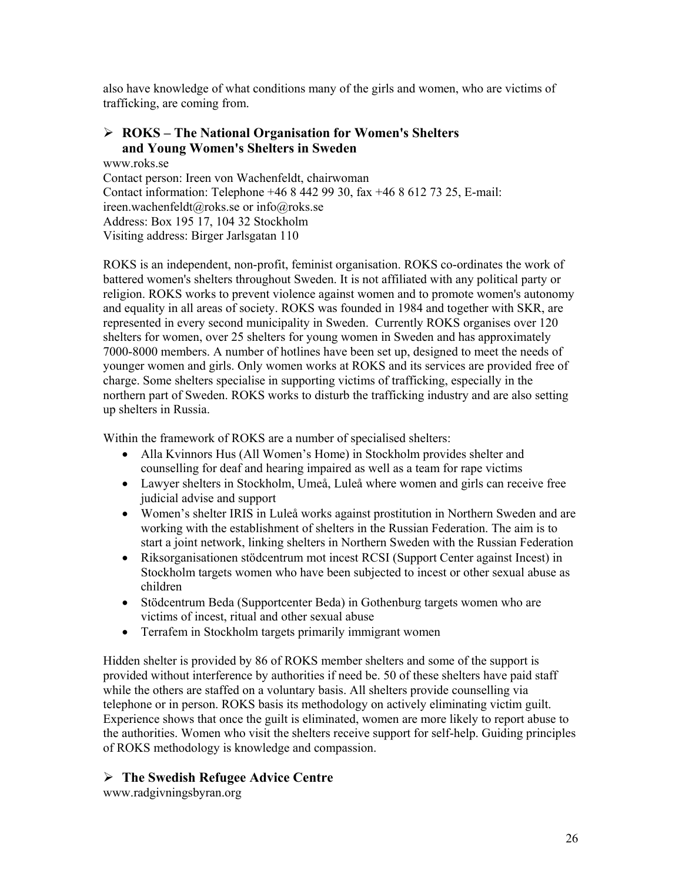also have knowledge of what conditions many of the girls and women, who are victims of trafficking, are coming from.

### ➢ ROKS – The National Organisation for Women's Shelters and Young Women's Shelters in Sweden

www.roks.se
Contact person: Ireen von Wachenfeldt, chairwoman
Contact information: Telephone +46 8 442 99 30, fax +46 8 612 73 25, E-mail: ireen.wachenfeldt@roks.se or info@roks.se
Address: Box 195 17, 104 32 Stockholm
Visiting address: Birger Jarlsgatan 110

ROKS is an independent, non-profit, feminist organisation. ROKS co-ordinates the work of battered women's shelters throughout Sweden. It is not affiliated with any political party or religion. ROKS works to prevent violence against women and to promote women's autonomy and equality in all areas of society. ROKS was founded in 1984 and together with SKR, are represented in every second municipality in Sweden. Currently ROKS organises over 120 shelters for women, over 25 shelters for young women in Sweden and has approximately 7000-8000 members. A number of hotlines have been set up, designed to meet the needs of younger women and girls. Only women works at ROKS and its services are provided free of charge. Some shelters specialise in supporting victims of trafficking, especially in the northern part of Sweden. ROKS works to disturb the trafficking industry and are also setting up shelters in Russia.

Within the framework of ROKS are a number of specialised shelters:

- Alla Kvinnors Hus (All Women's Home) in Stockholm provides shelter and counselling for deaf and hearing impaired as well as a team for rape victims
- Lawyer shelters in Stockholm, Umeå, Luleå where women and girls can receive free judicial advise and support
- Women's shelter IRIS in Luleå works against prostitution in Northern Sweden and are working with the establishment of shelters in the Russian Federation. The aim is to start a joint network, linking shelters in Northern Sweden with the Russian Federation
- Riksorganisationen stödcentrum mot incest RCSI (Support Center against Incest) in Stockholm targets women who have been subjected to incest or other sexual abuse as children
- Stödcentrum Beda (Supportcenter Beda) in Gothenburg targets women who are victims of incest, ritual and other sexual abuse
- Terrafem in Stockholm targets primarily immigrant women

Hidden shelter is provided by 86 of ROKS member shelters and some of the support is provided without interference by authorities if need be. 50 of these shelters have paid staff while the others are staffed on a voluntary basis. All shelters provide counselling via telephone or in person. ROKS basis its methodology on actively eliminating victim guilt. Experience shows that once the guilt is eliminated, women are more likely to report abuse to the authorities. Women who visit the shelters receive support for self-help. Guiding principles of ROKS methodology is knowledge and compassion.

### ➢ The Swedish Refugee Advice Centre

www.radgivningsbyran.org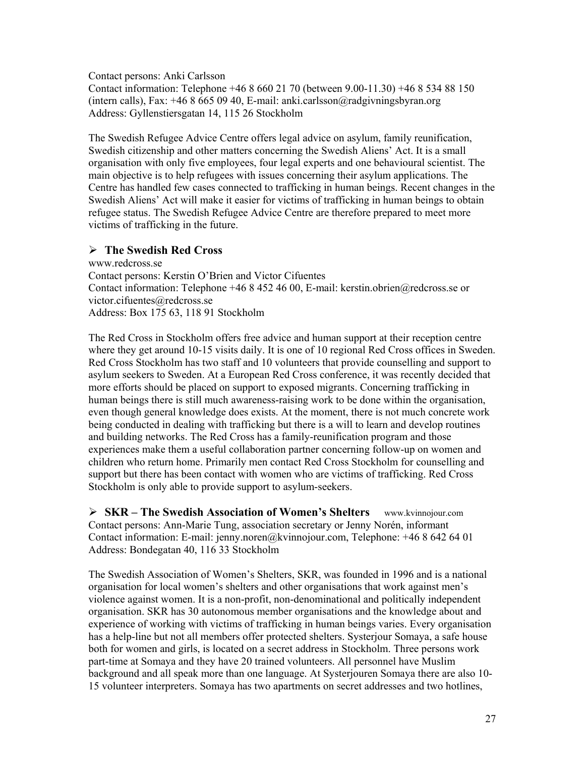Contact persons: Anki Carlsson
Contact information: Telephone +46 8 660 21 70 (between 9.00-11.30) +46 8 534 88 150 (intern calls), Fax: +46 8 665 09 40, E-mail: anki.carlsson@radgivningsbyran.org
Address: Gyllenstiersgatan 14, 115 26 Stockholm

The Swedish Refugee Advice Centre offers legal advice on asylum, family reunification, Swedish citizenship and other matters concerning the Swedish Aliens' Act. It is a small organisation with only five employees, four legal experts and one behavioural scientist. The main objective is to help refugees with issues concerning their asylum applications. The Centre has handled few cases connected to trafficking in human beings. Recent changes in the Swedish Aliens' Act will make it easier for victims of trafficking in human beings to obtain refugee status. The Swedish Refugee Advice Centre are therefore prepared to meet more victims of trafficking in the future.

- **The Swedish Red Cross**

www.redcross.se
Contact persons: Kerstin O'Brien and Victor Cifuentes
Contact information: Telephone +46 8 452 46 00, E-mail: kerstin.obrien@redcross.se or victor.cifuentes@redcross.se
Address: Box 175 63, 118 91 Stockholm

The Red Cross in Stockholm offers free advice and human support at their reception centre where they get around 10-15 visits daily. It is one of 10 regional Red Cross offices in Sweden. Red Cross Stockholm has two staff and 10 volunteers that provide counselling and support to asylum seekers to Sweden. At a European Red Cross conference, it was recently decided that more efforts should be placed on support to exposed migrants. Concerning trafficking in human beings there is still much awareness-raising work to be done within the organisation, even though general knowledge does exists. At the moment, there is not much concrete work being conducted in dealing with trafficking but there is a will to learn and develop routines and building networks. The Red Cross has a family-reunification program and those experiences make them a useful collaboration partner concerning follow-up on women and children who return home. Primarily men contact Red Cross Stockholm for counselling and support but there has been contact with women who are victims of trafficking. Red Cross Stockholm is only able to provide support to asylum-seekers.

- **SKR – The Swedish Association of Women's Shelters** www.kvinnojour.com

Contact persons: Ann-Marie Tung, association secretary or Jenny Norén, informant
Contact information: E-mail: jenny.noren@kvinnojour.com, Telephone: +46 8 642 64 01
Address: Bondegatan 40, 116 33 Stockholm

The Swedish Association of Women's Shelters, SKR, was founded in 1996 and is a national organisation for local women's shelters and other organisations that work against men's violence against women. It is a non-profit, non-denominational and politically independent organisation. SKR has 30 autonomous member organisations and the knowledge about and experience of working with victims of trafficking in human beings varies. Every organisation has a help-line but not all members offer protected shelters. Systerjour Somaya, a safe house both for women and girls, is located on a secret address in Stockholm. Three persons work part-time at Somaya and they have 20 trained volunteers. All personnel have Muslim background and all speak more than one language. At Systerjouren Somaya there are also 10-15 volunteer interpreters. Somaya has two apartments on secret addresses and two hotlines,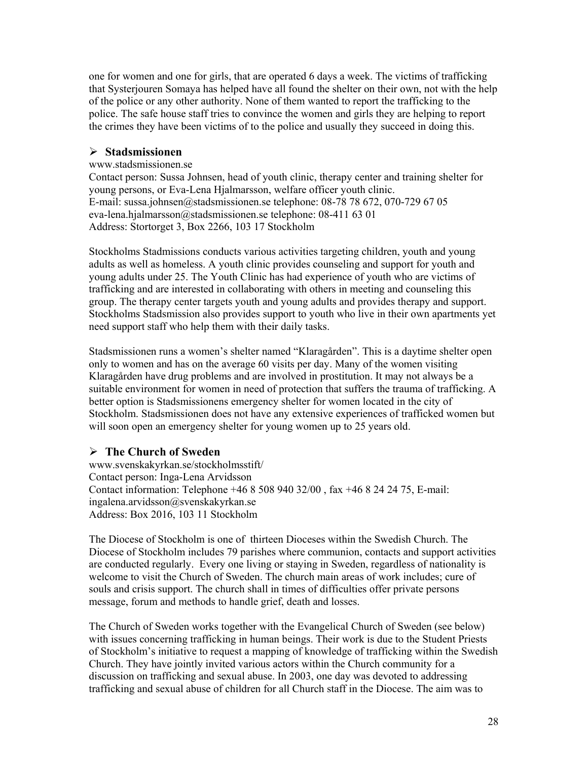one for women and one for girls, that are operated 6 days a week. The victims of trafficking that Systerjouren Somaya has helped have all found the shelter on their own, not with the help of the police or any other authority. None of them wanted to report the trafficking to the police. The safe house staff tries to convince the women and girls they are helping to report the crimes they have been victims of to the police and usually they succeed in doing this.

### ➢ Stadsmissionen

www.stadsmissionen.se
Contact person: Sussa Johnsen, head of youth clinic, therapy center and training shelter for young persons, or Eva-Lena Hjalmarsson, welfare officer youth clinic.
E-mail: sussa.johnsen@stadsmissionen.se telephone: 08-78 78 672, 070-729 67 05
eva-lena.hjalmarsson@stadsmissionen.se telephone: 08-411 63 01
Address: Stortorget 3, Box 2266, 103 17 Stockholm

Stockholms Stadmissions conducts various activities targeting children, youth and young adults as well as homeless. A youth clinic provides counseling and support for youth and young adults under 25. The Youth Clinic has had experience of youth who are victims of trafficking and are interested in collaborating with others in meeting and counseling this group. The therapy center targets youth and young adults and provides therapy and support. Stockholms Stadsmission also provides support to youth who live in their own apartments yet need support staff who help them with their daily tasks.

Stadsmissionen runs a women's shelter named "Klaragården". This is a daytime shelter open only to women and has on the average 60 visits per day. Many of the women visiting Klaragården have drug problems and are involved in prostitution. It may not always be a suitable environment for women in need of protection that suffers the trauma of trafficking. A better option is Stadsmissionens emergency shelter for women located in the city of Stockholm. Stadsmissionen does not have any extensive experiences of trafficked women but will soon open an emergency shelter for young women up to 25 years old.

### ➢ The Church of Sweden

www.svenskakyrkan.se/stockholmsstift/
Contact person: Inga-Lena Arvidsson
Contact information: Telephone +46 8 508 940 32/00 , fax +46 8 24 24 75, E-mail: ingalena.arvidsson@svenskakyrkan.se
Address: Box 2016, 103 11 Stockholm

The Diocese of Stockholm is one of thirteen Dioceses within the Swedish Church. The Diocese of Stockholm includes 79 parishes where communion, contacts and support activities are conducted regularly. Every one living or staying in Sweden, regardless of nationality is welcome to visit the Church of Sweden. The church main areas of work includes; cure of souls and crisis support. The church shall in times of difficulties offer private persons message, forum and methods to handle grief, death and losses.

The Church of Sweden works together with the Evangelical Church of Sweden (see below) with issues concerning trafficking in human beings. Their work is due to the Student Priests of Stockholm's initiative to request a mapping of knowledge of trafficking within the Swedish Church. They have jointly invited various actors within the Church community for a discussion on trafficking and sexual abuse. In 2003, one day was devoted to addressing trafficking and sexual abuse of children for all Church staff in the Diocese. The aim was to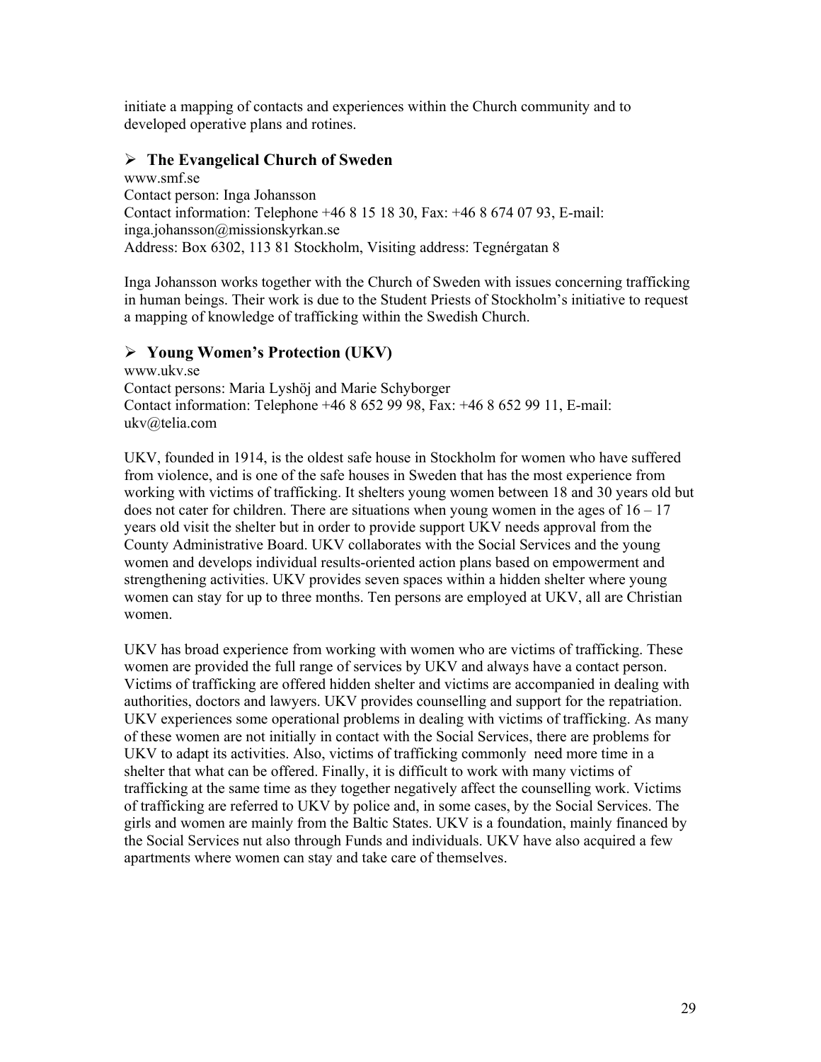initiate a mapping of contacts and experiences within the Church community and to developed operative plans and rotines.

## ➢ The Evangelical Church of Sweden

www.smf.se
Contact person: Inga Johansson
Contact information: Telephone +46 8 15 18 30, Fax: +46 8 674 07 93, E-mail: inga.johansson@missionskyrkan.se
Address: Box 6302, 113 81 Stockholm, Visiting address: Tegnérgatan 8

Inga Johansson works together with the Church of Sweden with issues concerning trafficking in human beings. Their work is due to the Student Priests of Stockholm's initiative to request a mapping of knowledge of trafficking within the Swedish Church.

## ➢ Young Women's Protection (UKV)

www.ukv.se
Contact persons: Maria Lyshöj and Marie Schyborger
Contact information: Telephone +46 8 652 99 98, Fax: +46 8 652 99 11, E-mail: ukv@telia.com

UKV, founded in 1914, is the oldest safe house in Stockholm for women who have suffered from violence, and is one of the safe houses in Sweden that has the most experience from working with victims of trafficking. It shelters young women between 18 and 30 years old but does not cater for children. There are situations when young women in the ages of 16 – 17 years old visit the shelter but in order to provide support UKV needs approval from the County Administrative Board. UKV collaborates with the Social Services and the young women and develops individual results-oriented action plans based on empowerment and strengthening activities. UKV provides seven spaces within a hidden shelter where young women can stay for up to three months. Ten persons are employed at UKV, all are Christian women.

UKV has broad experience from working with women who are victims of trafficking. These women are provided the full range of services by UKV and always have a contact person. Victims of trafficking are offered hidden shelter and victims are accompanied in dealing with authorities, doctors and lawyers. UKV provides counselling and support for the repatriation. UKV experiences some operational problems in dealing with victims of trafficking. As many of these women are not initially in contact with the Social Services, there are problems for UKV to adapt its activities. Also, victims of trafficking commonly need more time in a shelter that what can be offered. Finally, it is difficult to work with many victims of trafficking at the same time as they together negatively affect the counselling work. Victims of trafficking are referred to UKV by police and, in some cases, by the Social Services. The girls and women are mainly from the Baltic States. UKV is a foundation, mainly financed by the Social Services nut also through Funds and individuals. UKV have also acquired a few apartments where women can stay and take care of themselves.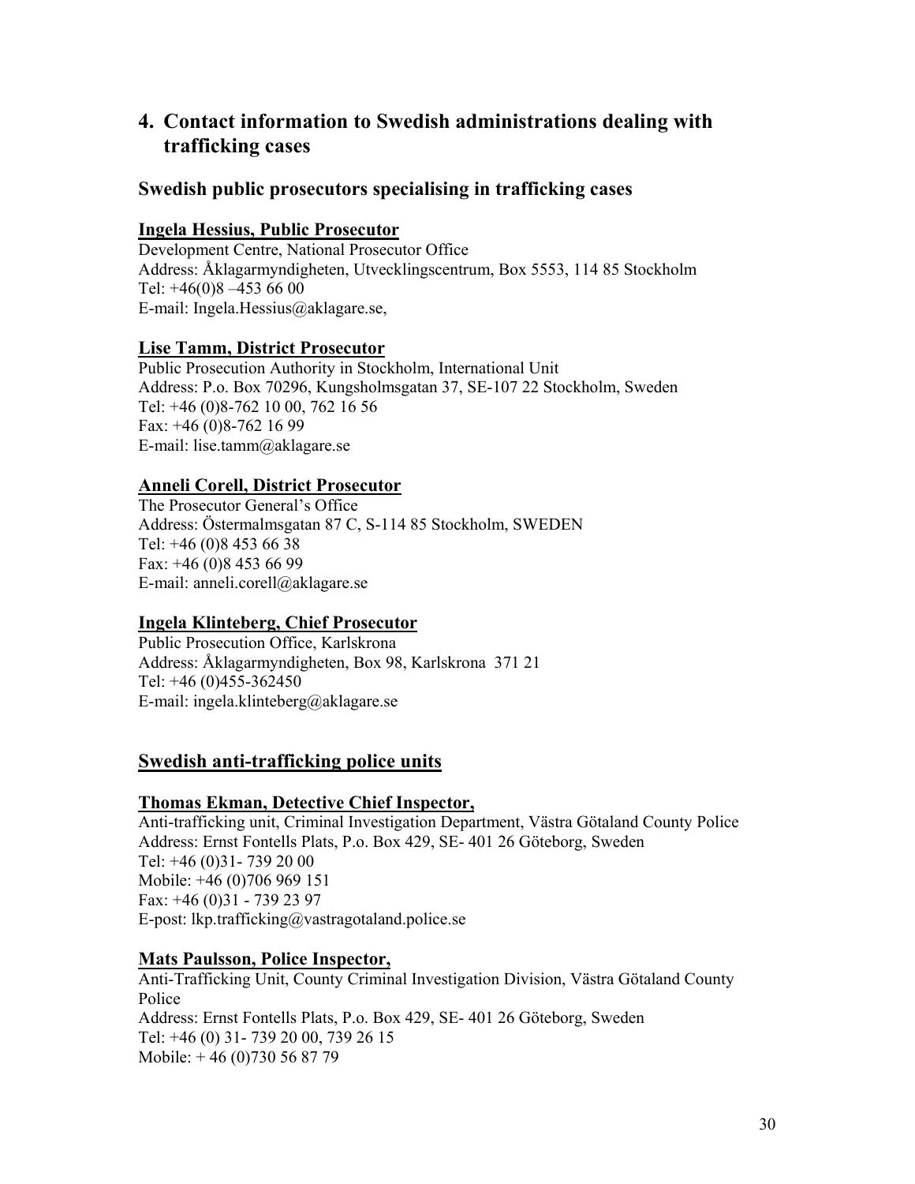## 4. Contact information to Swedish administrations dealing with trafficking cases

### Swedish public prosecutors specialising in trafficking cases

**Ingela Hessius, Public Prosecutor**

Development Centre, National Prosecutor Office
Address: Åklagarmyndigheten, Utvecklingscentrum, Box 5553, 114 85 Stockholm
Tel: +46(0)8 –453 66 00
E-mail: Ingela.Hessius@aklagare.se,

**Lise Tamm, District Prosecutor**

Public Prosecution Authority in Stockholm, International Unit
Address: P.o. Box 70296, Kungsholmsgatan 37, SE-107 22 Stockholm, Sweden
Tel: +46 (0)8-762 10 00, 762 16 56
Fax: +46 (0)8-762 16 99
E-mail: lise.tamm@aklagare.se

**Anneli Corell, District Prosecutor**

The Prosecutor General's Office
Address: Östermalmsgatan 87 C, S-114 85 Stockholm, SWEDEN
Tel: +46 (0)8 453 66 38
Fax: +46 (0)8 453 66 99
E-mail: anneli.corell@aklagare.se

**Ingela Klinteberg, Chief Prosecutor**

Public Prosecution Office, Karlskrona
Address: Åklagarmyndigheten, Box 98, Karlskrona 371 21
Tel: +46 (0)455-362450
E-mail: ingela.klinteberg@aklagare.se

### Swedish anti-trafficking police units

**Thomas Ekman, Detective Chief Inspector,**

Anti-trafficking unit, Criminal Investigation Department, Västra Götaland County Police
Address: Ernst Fontells Plats, P.o. Box 429, SE- 401 26 Göteborg, Sweden
Tel: +46 (0)31- 739 20 00
Mobile: +46 (0)706 969 151
Fax: +46 (0)31 - 739 23 97
E-post: lkp.trafficking@vastragotaland.police.se

**Mats Paulsson, Police Inspector,**

Anti-Trafficking Unit, County Criminal Investigation Division, Västra Götaland County Police
Address: Ernst Fontells Plats, P.o. Box 429, SE- 401 26 Göteborg, Sweden
Tel: +46 (0) 31- 739 20 00, 739 26 15
Mobile: + 46 (0)730 56 87 79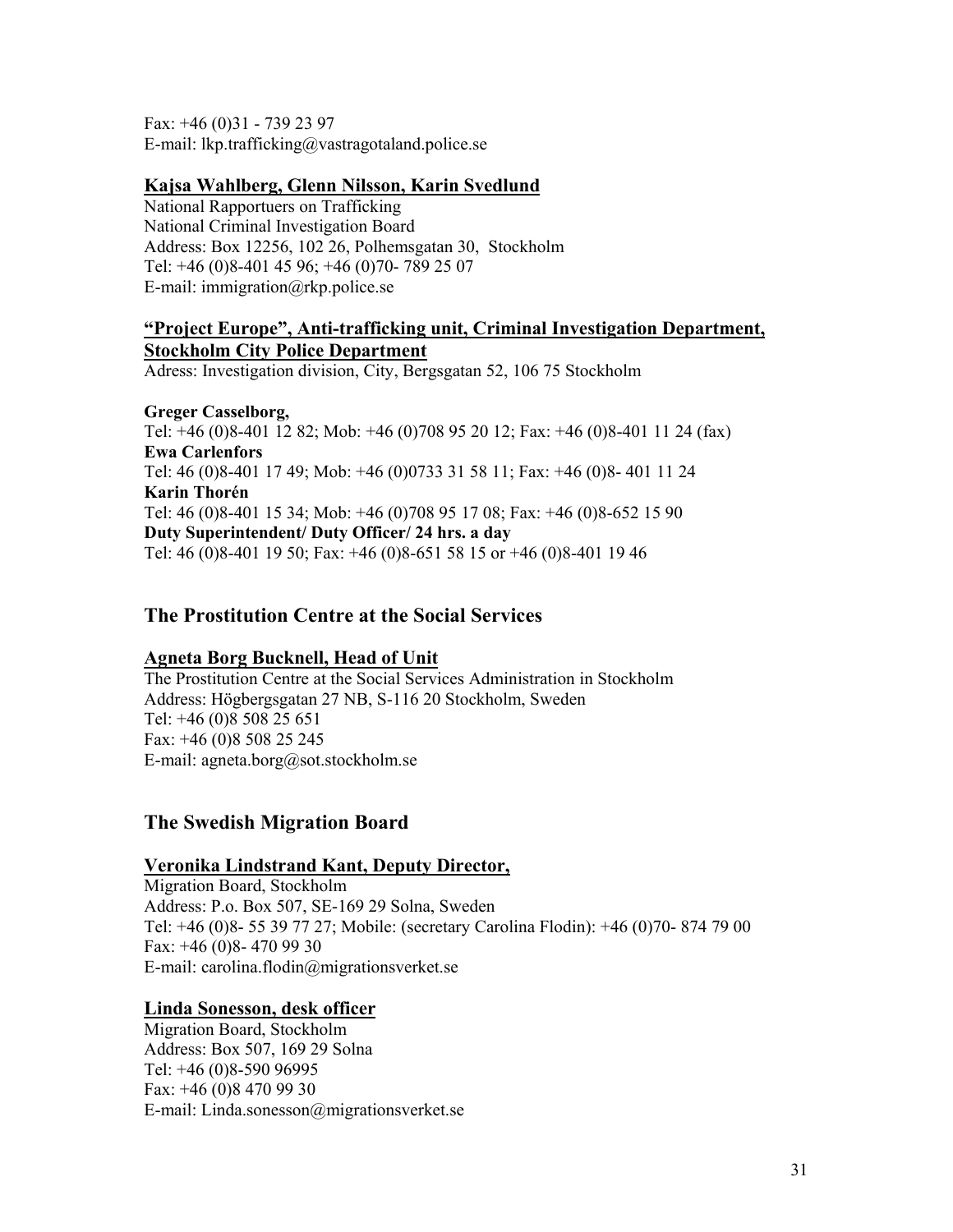Fax: +46 (0)31 - 739 23 97
E-mail: lkp.trafficking@vastragotaland.police.se

**Kajsa Wahlberg, Glenn Nilsson, Karin Svedlund**
National Rapportuers on Trafficking
National Criminal Investigation Board
Address: Box 12256, 102 26, Polhemsgatan 30, Stockholm
Tel: +46 (0)8-401 45 96; +46 (0)70- 789 25 07
E-mail: immigration@rkp.police.se

**"Project Europe", Anti-trafficking unit, Criminal Investigation Department, Stockholm City Police Department**
Adress: Investigation division, City, Bergsgatan 52, 106 75 Stockholm

**Greger Casselborg,**
Tel: +46 (0)8-401 12 82; Mob: +46 (0)708 95 20 12; Fax: +46 (0)8-401 11 24 (fax)
**Ewa Carlenfors**
Tel: 46 (0)8-401 17 49; Mob: +46 (0)0733 31 58 11; Fax: +46 (0)8- 401 11 24
**Karin Thorén**
Tel: 46 (0)8-401 15 34; Mob: +46 (0)708 95 17 08; Fax: +46 (0)8-652 15 90
**Duty Superintendent/ Duty Officer/ 24 hrs. a day**
Tel: 46 (0)8-401 19 50; Fax: +46 (0)8-651 58 15 or +46 (0)8-401 19 46

## The Prostitution Centre at the Social Services

**Agneta Borg Bucknell, Head of Unit**
The Prostitution Centre at the Social Services Administration in Stockholm
Address: Högbergsgatan 27 NB, S-116 20 Stockholm, Sweden
Tel: +46 (0)8 508 25 651
Fax: +46 (0)8 508 25 245
E-mail: agneta.borg@sot.stockholm.se

## The Swedish Migration Board

**Veronika Lindstrand Kant, Deputy Director,**
Migration Board, Stockholm
Address: P.o. Box 507, SE-169 29 Solna, Sweden
Tel: +46 (0)8- 55 39 77 27; Mobile: (secretary Carolina Flodin): +46 (0)70- 874 79 00
Fax: +46 (0)8- 470 99 30
E-mail: carolina.flodin@migrationsverket.se

**Linda Sonesson, desk officer**
Migration Board, Stockholm
Address: Box 507, 169 29 Solna
Tel: +46 (0)8-590 96995
Fax: +46 (0)8 470 99 30
E-mail: Linda.sonesson@migrationsverket.se